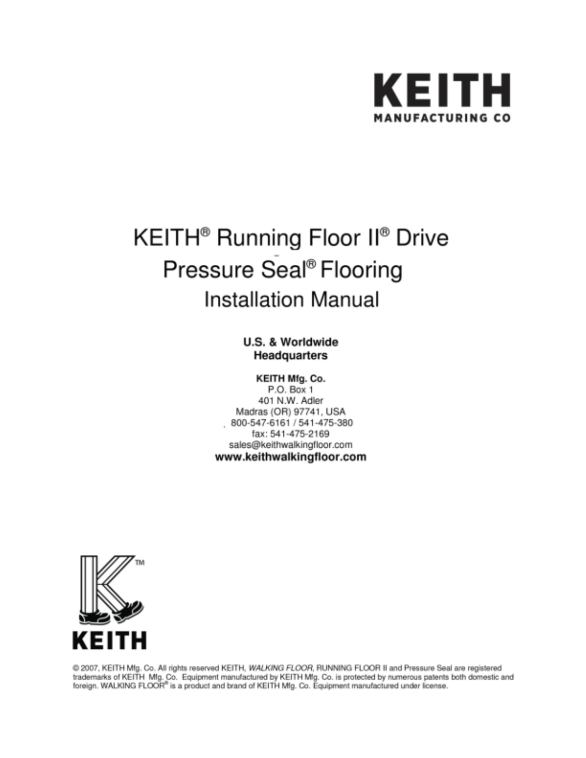**KEITH**
**MANUFACTURING CO**

# KEITH® Running Floor II® Drive Pressure Seal® Flooring Installation Manual

**U.S. & Worldwide Headquarters**

**KEITH Mfg. Co.**
P.O. Box 1
401 N.W. Adler
Madras (OR) 97741, USA
800-547-6161 / 541-475-380
fax: 541-475-2169
sales@keithwalkingfloor.com
**www.keithwalkingfloor.com**

**KEITH**

© 2007, KEITH Mfg. Co. All rights reserved KEITH, *WALKING FLOOR*, RUNNING FLOOR II and Pressure Seal are registered trademarks of KEITH Mfg. Co. Equipment manufactured by KEITH Mfg. Co. is protected by numerous patents both domestic and foreign. WALKING FLOOR® is a product and brand of KEITH Mfg. Co. Equipment manufactured under license.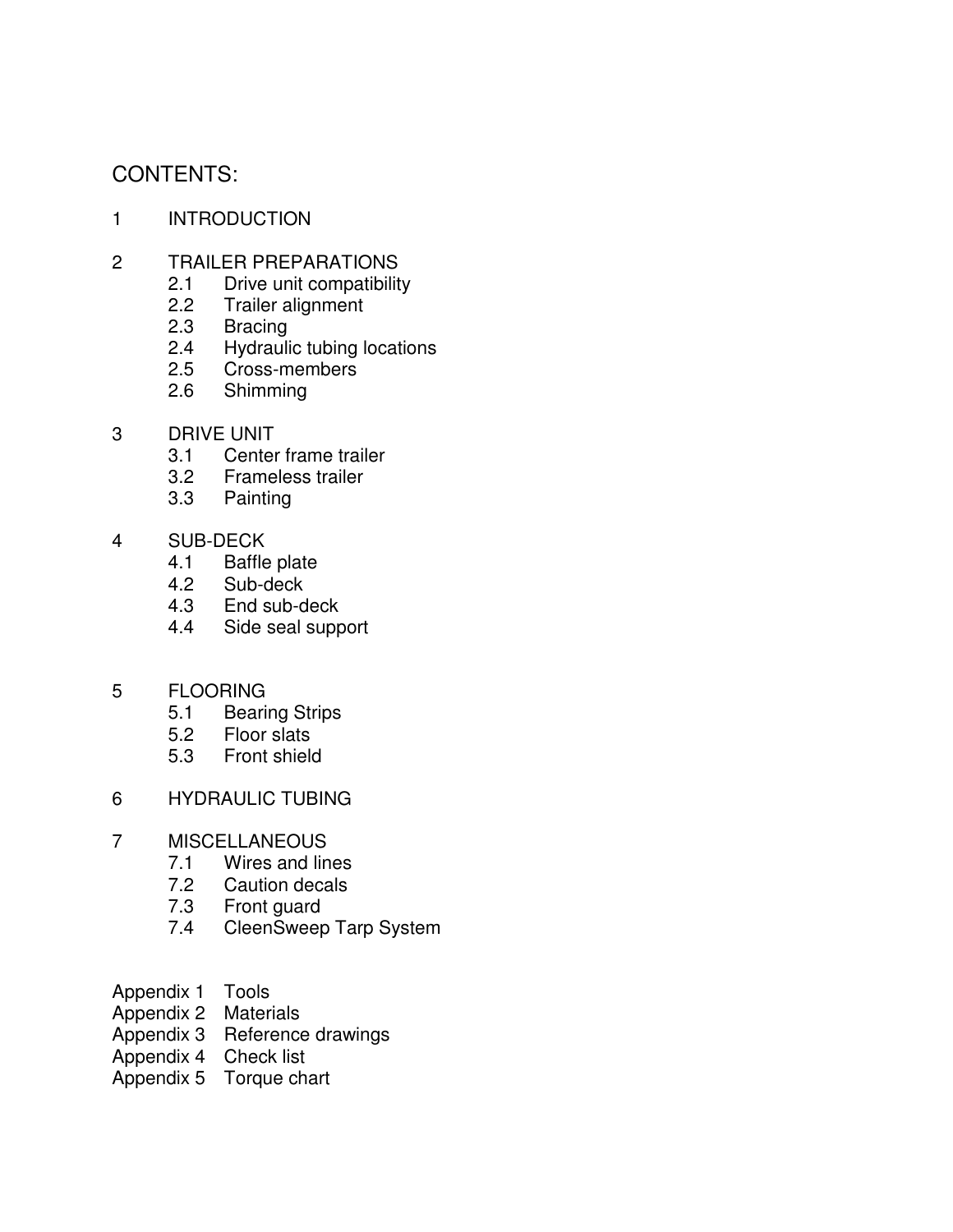# CONTENTS:

1 INTRODUCTION

2 TRAILER PREPARATIONS
- 2.1 Drive unit compatibility
- 2.2 Trailer alignment
- 2.3 Bracing
- 2.4 Hydraulic tubing locations
- 2.5 Cross-members
- 2.6 Shimming

3 DRIVE UNIT
- 3.1 Center frame trailer
- 3.2 Frameless trailer
- 3.3 Painting

4 SUB-DECK
- 4.1 Baffle plate
- 4.2 Sub-deck
- 4.3 End sub-deck
- 4.4 Side seal support

5 FLOORING
- 5.1 Bearing Strips
- 5.2 Floor slats
- 5.3 Front shield

6 HYDRAULIC TUBING

7 MISCELLANEOUS
- 7.1 Wires and lines
- 7.2 Caution decals
- 7.3 Front guard
- 7.4 CleenSweep Tarp System

Appendix 1 Tools
Appendix 2 Materials
Appendix 3 Reference drawings
Appendix 4 Check list
Appendix 5 Torque chart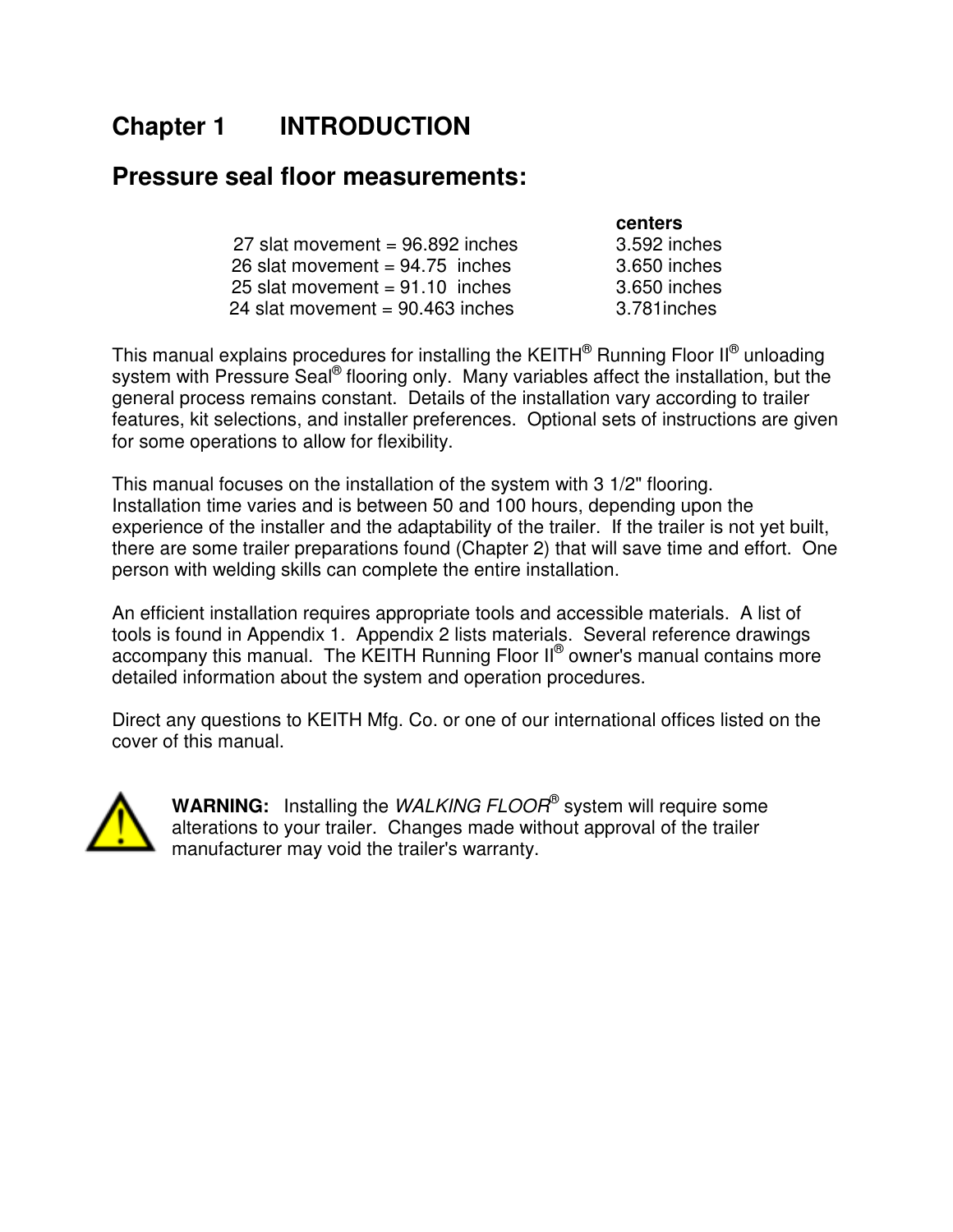# Chapter 1 INTRODUCTION

## Pressure seal floor measurements:

| | centers |
|---|---|
| 27 slat movement = 96.892 inches | 3.592 inches |
| 26 slat movement = 94.75 inches | 3.650 inches |
| 25 slat movement = 91.10 inches | 3.650 inches |
| 24 slat movement = 90.463 inches | 3.781inches |

This manual explains procedures for installing the KEITH® Running Floor II® unloading system with Pressure Seal® flooring only. Many variables affect the installation, but the general process remains constant. Details of the installation vary according to trailer features, kit selections, and installer preferences. Optional sets of instructions are given for some operations to allow for flexibility.

This manual focuses on the installation of the system with 3 1/2" flooring.
Installation time varies and is between 50 and 100 hours, depending upon the experience of the installer and the adaptability of the trailer. If the trailer is not yet built, there are some trailer preparations found (Chapter 2) that will save time and effort. One person with welding skills can complete the entire installation.

An efficient installation requires appropriate tools and accessible materials. A list of tools is found in Appendix 1. Appendix 2 lists materials. Several reference drawings accompany this manual. The KEITH Running Floor II® owner's manual contains more detailed information about the system and operation procedures.

Direct any questions to KEITH Mfg. Co. or one of our international offices listed on the cover of this manual.

**WARNING:** Installing the *WALKING FLOOR®* system will require some alterations to your trailer. Changes made without approval of the trailer manufacturer may void the trailer's warranty.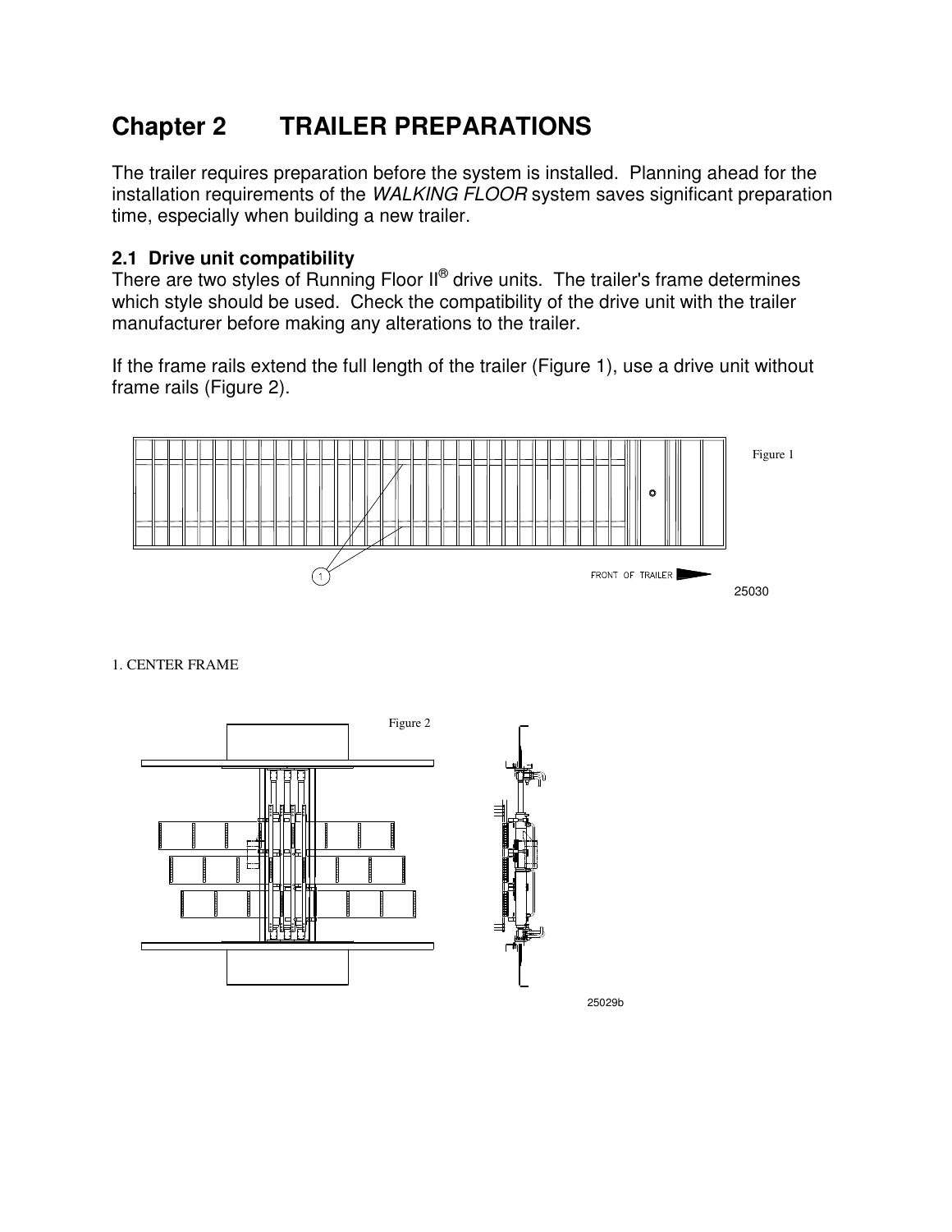# Chapter 2 TRAILER PREPARATIONS

The trailer requires preparation before the system is installed. Planning ahead for the installation requirements of the *WALKING FLOOR* system saves significant preparation time, especially when building a new trailer.

## 2.1 Drive unit compatibility

There are two styles of Running Floor II® drive units. The trailer's frame determines which style should be used. Check the compatibility of the drive unit with the trailer manufacturer before making any alterations to the trailer.

If the frame rails extend the full length of the trailer (Figure 1), use a drive unit without frame rails (Figure 2).

Figure 1

FRONT OF TRAILER

25030

1. CENTER FRAME

Figure 2

25029b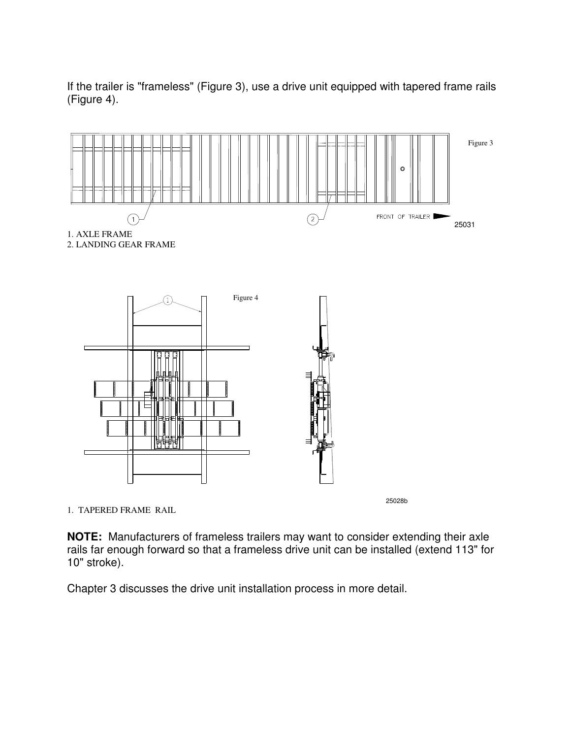If the trailer is "frameless" (Figure 3), use a drive unit equipped with tapered frame rails (Figure 4).

Figure 3

1. AXLE FRAME
2. LANDING GEAR FRAME

Figure 4

1. TAPERED FRAME RAIL

**NOTE:** Manufacturers of frameless trailers may want to consider extending their axle rails far enough forward so that a frameless drive unit can be installed (extend 113" for 10" stroke).

Chapter 3 discusses the drive unit installation process in more detail.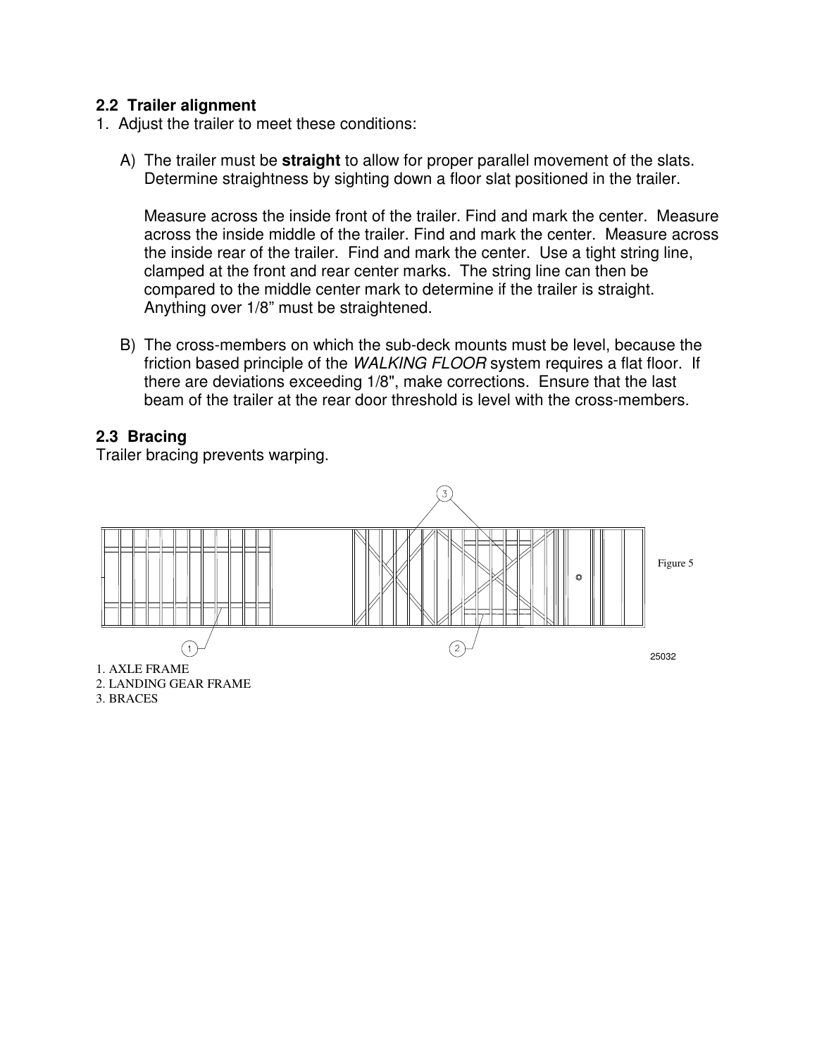## 2.2 Trailer alignment

1. Adjust the trailer to meet these conditions:

   A) The trailer must be **straight** to allow for proper parallel movement of the slats. Determine straightness by sighting down a floor slat positioned in the trailer.

   Measure across the inside front of the trailer. Find and mark the center. Measure across the inside middle of the trailer. Find and mark the center. Measure across the inside rear of the trailer. Find and mark the center. Use a tight string line, clamped at the front and rear center marks. The string line can then be compared to the middle center mark to determine if the trailer is straight. Anything over 1/8" must be straightened.

   B) The cross-members on which the sub-deck mounts must be level, because the friction based principle of the *WALKING FLOOR* system requires a flat floor. If there are deviations exceeding 1/8", make corrections. Ensure that the last beam of the trailer at the rear door threshold is level with the cross-members.

## 2.3 Bracing

Trailer bracing prevents warping.

Figure 5

25032

1. AXLE FRAME
2. LANDING GEAR FRAME
3. BRACES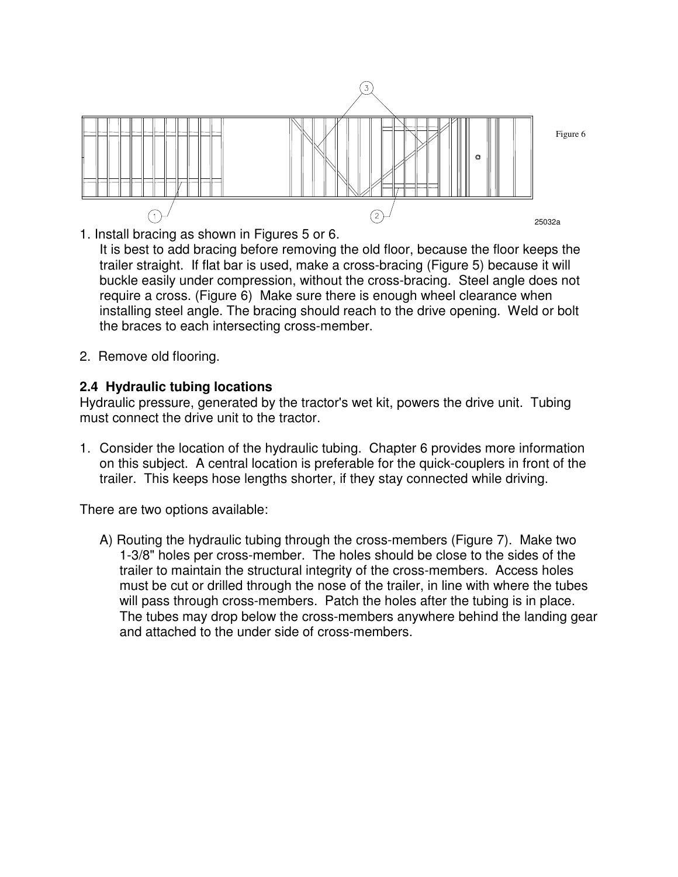Figure 6

25032a

1. Install bracing as shown in Figures 5 or 6.
   It is best to add bracing before removing the old floor, because the floor keeps the trailer straight. If flat bar is used, make a cross-bracing (Figure 5) because it will buckle easily under compression, without the cross-bracing. Steel angle does not require a cross. (Figure 6) Make sure there is enough wheel clearance when installing steel angle. The bracing should reach to the drive opening. Weld or bolt the braces to each intersecting cross-member.

2. Remove old flooring.

### 2.4 Hydraulic tubing locations

Hydraulic pressure, generated by the tractor's wet kit, powers the drive unit. Tubing must connect the drive unit to the tractor.

1. Consider the location of the hydraulic tubing. Chapter 6 provides more information on this subject. A central location is preferable for the quick-couplers in front of the trailer. This keeps hose lengths shorter, if they stay connected while driving.

There are two options available:

A) Routing the hydraulic tubing through the cross-members (Figure 7). Make two 1-3/8" holes per cross-member. The holes should be close to the sides of the trailer to maintain the structural integrity of the cross-members. Access holes must be cut or drilled through the nose of the trailer, in line with where the tubes will pass through cross-members. Patch the holes after the tubing is in place. The tubes may drop below the cross-members anywhere behind the landing gear and attached to the under side of cross-members.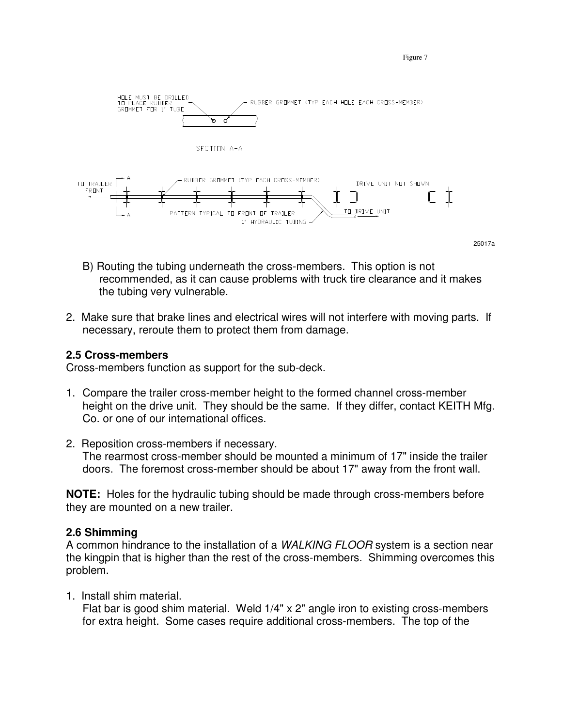Figure 7

HOLE MUST BE DRILLED TO PLACE RUBBER GROMMET FOR 1" TUBE

RUBBER GROMMET (TYP EACH HOLE EACH CROSS-MEMBER)

SECTION A-A

TO TRAILER FRONT

RUBBER GROMMET (TYP EACH CROSS-MEMBER)

DRIVE UNIT NOT SHOWN.

PATTERN TYPICAL TO FRONT OF TRAILER

TO DRIVE UNIT

1" HYDRAULIC TUBING

25017a

B) Routing the tubing underneath the cross-members. This option is not recommended, as it can cause problems with truck tire clearance and it makes the tubing very vulnerable.

2. Make sure that brake lines and electrical wires will not interfere with moving parts. If necessary, reroute them to protect them from damage.

**2.5 Cross-members**

Cross-members function as support for the sub-deck.

1. Compare the trailer cross-member height to the formed channel cross-member height on the drive unit. They should be the same. If they differ, contact KEITH Mfg. Co. or one of our international offices.

2. Reposition cross-members if necessary.
   The rearmost cross-member should be mounted a minimum of 17" inside the trailer doors. The foremost cross-member should be about 17" away from the front wall.

**NOTE:** Holes for the hydraulic tubing should be made through cross-members before they are mounted on a new trailer.

**2.6 Shimming**

A common hindrance to the installation of a *WALKING FLOOR* system is a section near the kingpin that is higher than the rest of the cross-members. Shimming overcomes this problem.

1. Install shim material.
   Flat bar is good shim material. Weld 1/4" x 2" angle iron to existing cross-members for extra height. Some cases require additional cross-members. The top of the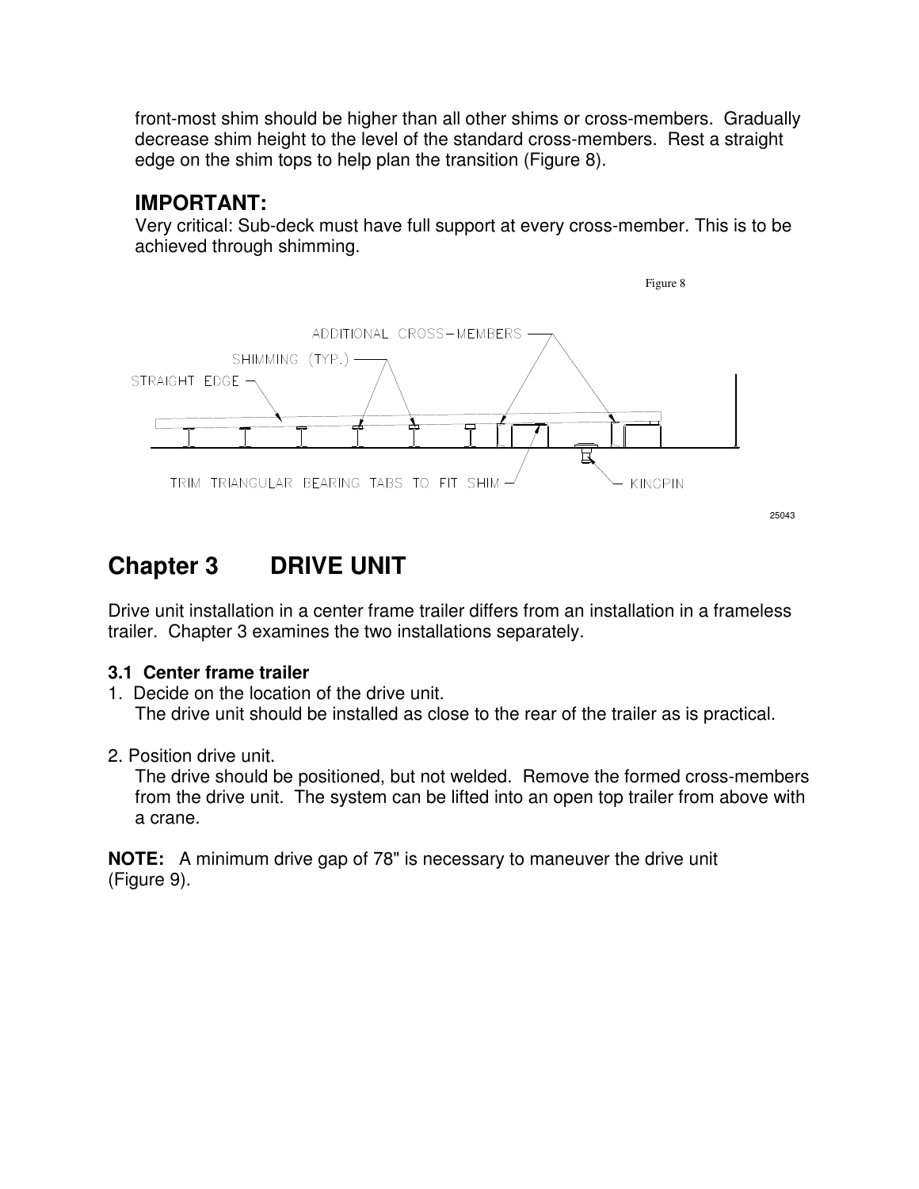front-most shim should be higher than all other shims or cross-members. Gradually decrease shim height to the level of the standard cross-members. Rest a straight edge on the shim tops to help plan the transition (Figure 8).

### IMPORTANT:

Very critical: Sub-deck must have full support at every cross-member. This is to be achieved through shimming.

Figure 8

ADDITIONAL CROSS-MEMBERS

SHIMMING (TYP.)

STRAIGHT EDGE

TRIM TRIANGULAR BEARING TABS TO FIT SHIM

KINGPIN

25043

## Chapter 3 DRIVE UNIT

Drive unit installation in a center frame trailer differs from an installation in a frameless trailer. Chapter 3 examines the two installations separately.

### 3.1 Center frame trailer

1. Decide on the location of the drive unit.
   The drive unit should be installed as close to the rear of the trailer as is practical.

2. Position drive unit.
   The drive should be positioned, but not welded. Remove the formed cross-members from the drive unit. The system can be lifted into an open top trailer from above with a crane.

**NOTE:** A minimum drive gap of 78" is necessary to maneuver the drive unit (Figure 9).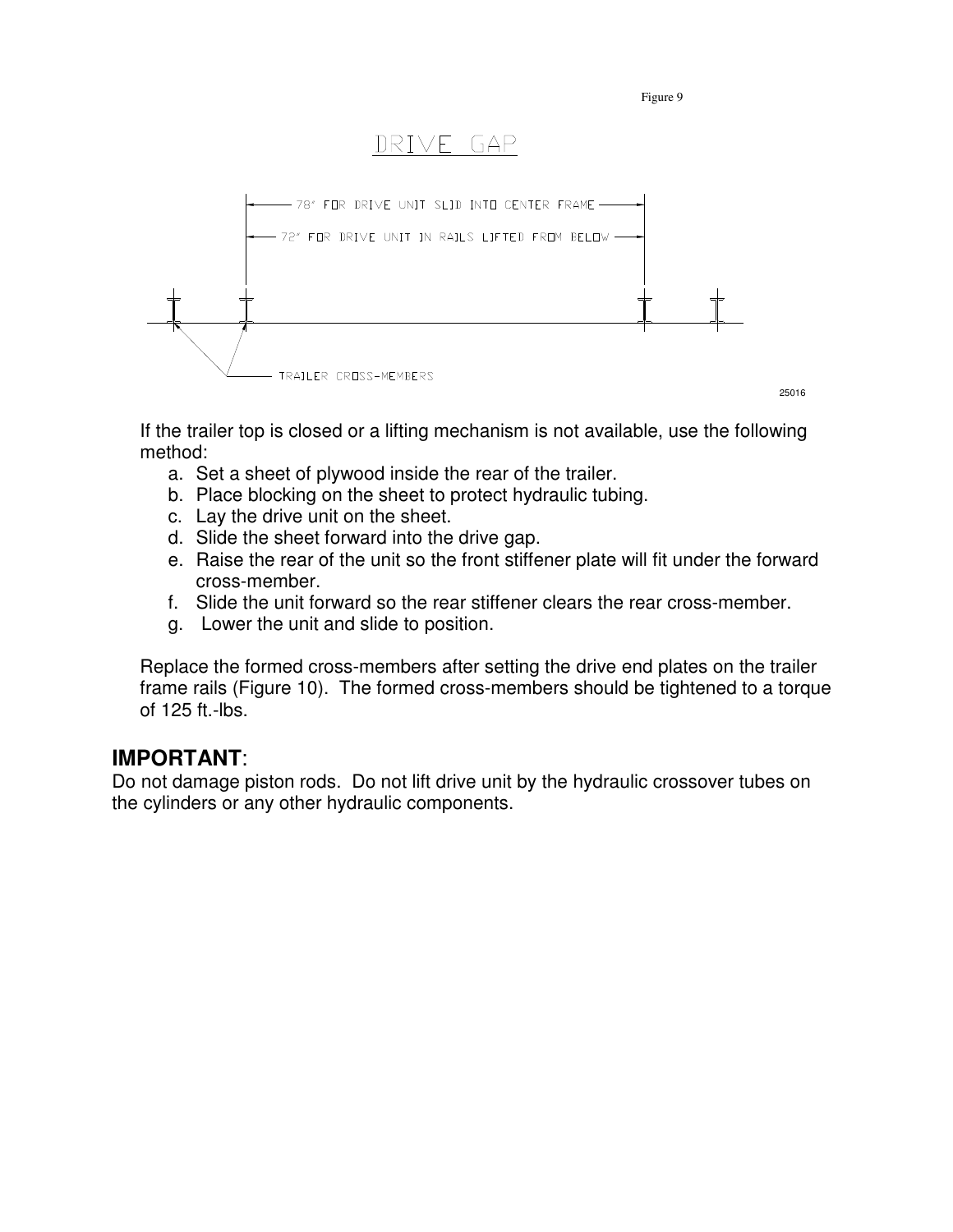Figure 9

DRIVE GAP

78" FOR DRIVE UNIT SLID INTO CENTER FRAME

72" FOR DRIVE UNIT IN RAILS LIFTED FROM BELOW

TRAILER CROSS-MEMBERS

25016

If the trailer top is closed or a lifting mechanism is not available, use the following method:

a. Set a sheet of plywood inside the rear of the trailer.
b. Place blocking on the sheet to protect hydraulic tubing.
c. Lay the drive unit on the sheet.
d. Slide the sheet forward into the drive gap.
e. Raise the rear of the unit so the front stiffener plate will fit under the forward cross-member.
f. Slide the unit forward so the rear stiffener clears the rear cross-member.
g. Lower the unit and slide to position.

Replace the formed cross-members after setting the drive end plates on the trailer frame rails (Figure 10). The formed cross-members should be tightened to a torque of 125 ft.-lbs.

## IMPORTANT:

Do not damage piston rods. Do not lift drive unit by the hydraulic crossover tubes on the cylinders or any other hydraulic components.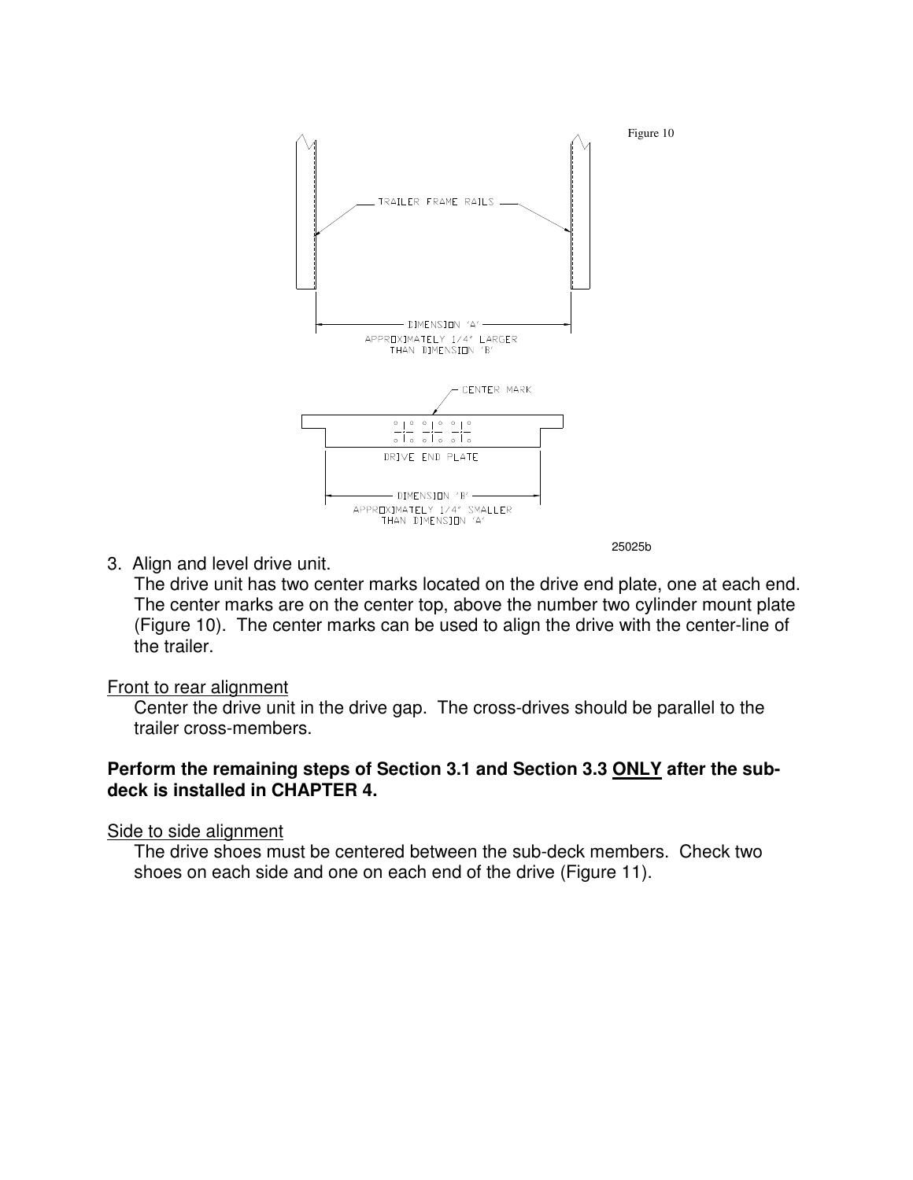Figure 10

TRAILER FRAME RAILS

DIMENSION 'A'
APPROXIMATELY 1/4" LARGER THAN DIMENSION 'B'

CENTER MARK

DRIVE END PLATE

DIMENSION 'B'
APPROXIMATELY 1/4" SMALLER THAN DIMENSION 'A'

25025b

3. Align and level drive unit.

   The drive unit has two center marks located on the drive end plate, one at each end. The center marks are on the center top, above the number two cylinder mount plate (Figure 10). The center marks can be used to align the drive with the center-line of the trailer.

Front to rear alignment

   Center the drive unit in the drive gap. The cross-drives should be parallel to the trailer cross-members.

**Perform the remaining steps of Section 3.1 and Section 3.3 ONLY after the sub-deck is installed in CHAPTER 4.**

Side to side alignment

   The drive shoes must be centered between the sub-deck members. Check two shoes on each side and one on each end of the drive (Figure 11).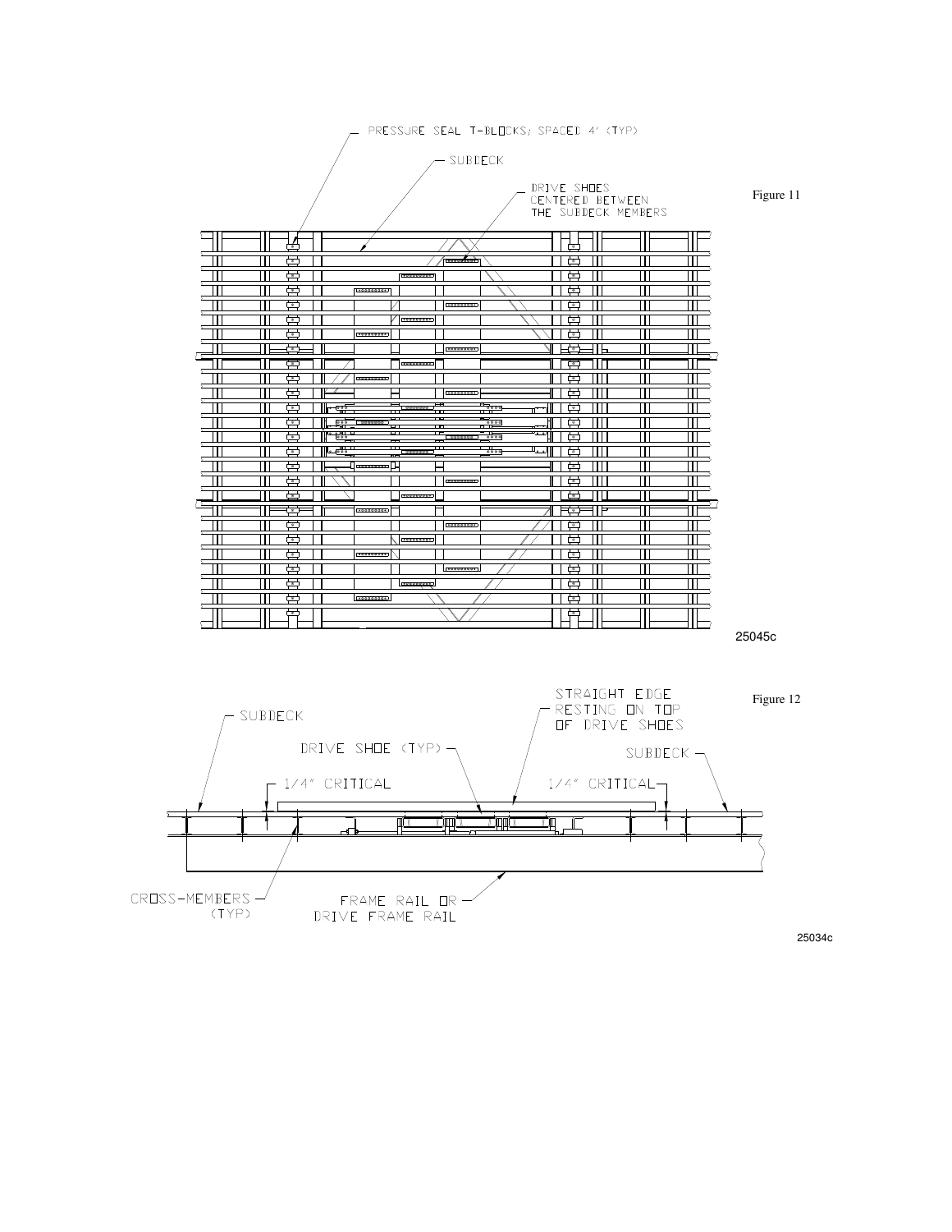PRESSURE SEAL T-BLOCKS; SPACED 4' (TYP)

SUBDECK

DRIVE SHOES CENTERED BETWEEN THE SUBDECK MEMBERS

Figure 11

25045c

STRAIGHT EDGE RESTING ON TOP OF DRIVE SHOES

SUBDECK

DRIVE SHOE (TYP)

SUBDECK

1/4" CRITICAL

1/4" CRITICAL

CROSS-MEMBERS (TYP)

FRAME RAIL OR DRIVE FRAME RAIL

Figure 12

25034c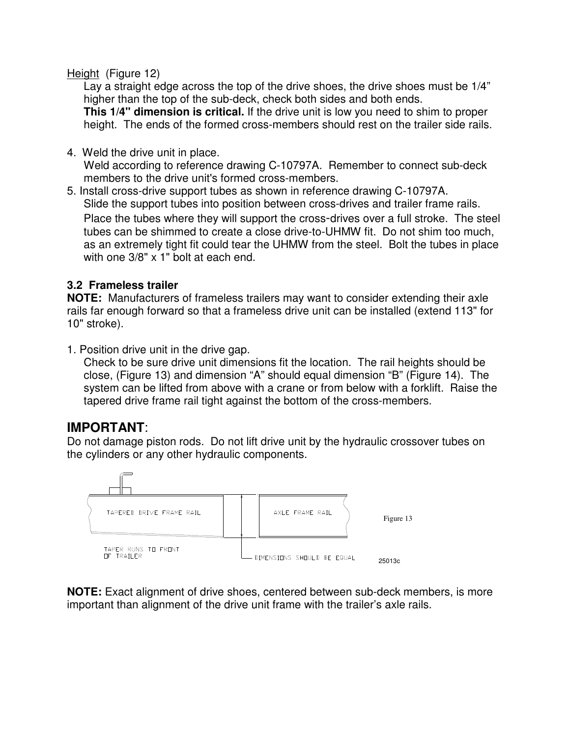Height (Figure 12)

Lay a straight edge across the top of the drive shoes, the drive shoes must be 1/4" higher than the top of the sub-deck, check both sides and both ends.
**This 1/4" dimension is critical.** If the drive unit is low you need to shim to proper height. The ends of the formed cross-members should rest on the trailer side rails.

4. Weld the drive unit in place.
   Weld according to reference drawing C-10797A. Remember to connect sub-deck members to the drive unit's formed cross-members.
5. Install cross-drive support tubes as shown in reference drawing C-10797A.
   Slide the support tubes into position between cross-drives and trailer frame rails. Place the tubes where they will support the cross-drives over a full stroke. The steel tubes can be shimmed to create a close drive-to-UHMW fit. Do not shim too much, as an extremely tight fit could tear the UHMW from the steel. Bolt the tubes in place with one 3/8" x 1" bolt at each end.

### 3.2 Frameless trailer

**NOTE:** Manufacturers of frameless trailers may want to consider extending their axle rails far enough forward so that a frameless drive unit can be installed (extend 113" for 10" stroke).

1. Position drive unit in the drive gap.
   Check to be sure drive unit dimensions fit the location. The rail heights should be close, (Figure 13) and dimension "A" should equal dimension "B" (Figure 14). The system can be lifted from above with a crane or from below with a forklift. Raise the tapered drive frame rail tight against the bottom of the cross-members.

## IMPORTANT:

Do not damage piston rods. Do not lift drive unit by the hydraulic crossover tubes on the cylinders or any other hydraulic components.

TAPERED DRIVE FRAME RAIL

AXLE FRAME RAIL

TAPER RUNS TO FRONT OF TRAILER

DIMENSIONS SHOULD BE EQUAL

Figure 13

25013c

**NOTE:** Exact alignment of drive shoes, centered between sub-deck members, is more important than alignment of the drive unit frame with the trailer's axle rails.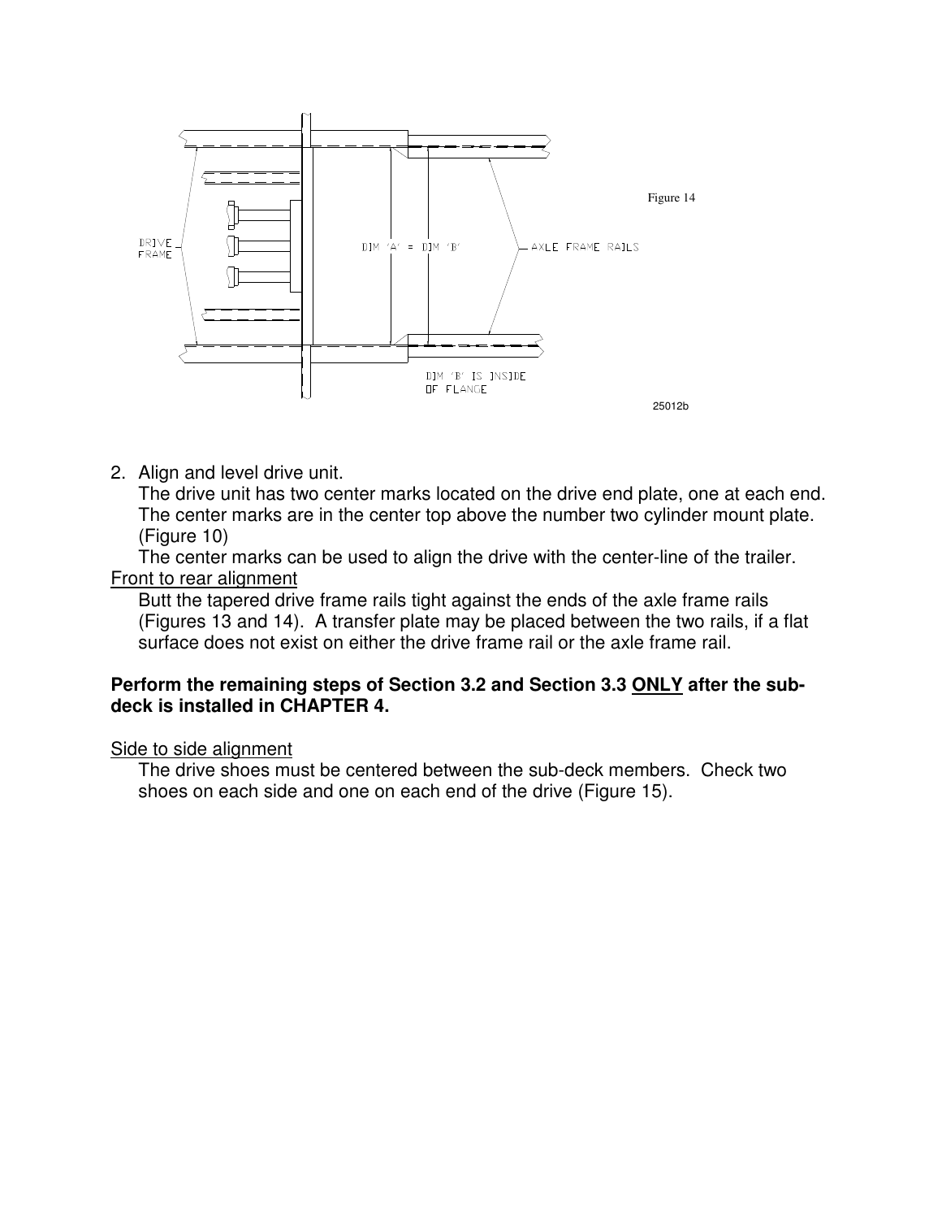DRIVE FRAME

DIM 'A' = DIM 'B'

AXLE FRAME RAILS

DIM 'B' IS INSIDE OF FLANGE

Figure 14

25012b

2. Align and level drive unit.

   The drive unit has two center marks located on the drive end plate, one at each end. The center marks are in the center top above the number two cylinder mount plate. (Figure 10)

   The center marks can be used to align the drive with the center-line of the trailer.

<u>Front to rear alignment</u>

   Butt the tapered drive frame rails tight against the ends of the axle frame rails (Figures 13 and 14). A transfer plate may be placed between the two rails, if a flat surface does not exist on either the drive frame rail or the axle frame rail.

**Perform the remaining steps of Section 3.2 and Section 3.3 <u>ONLY</u> after the sub-deck is installed in CHAPTER 4.**

<u>Side to side alignment</u>

   The drive shoes must be centered between the sub-deck members. Check two shoes on each side and one on each end of the drive (Figure 15).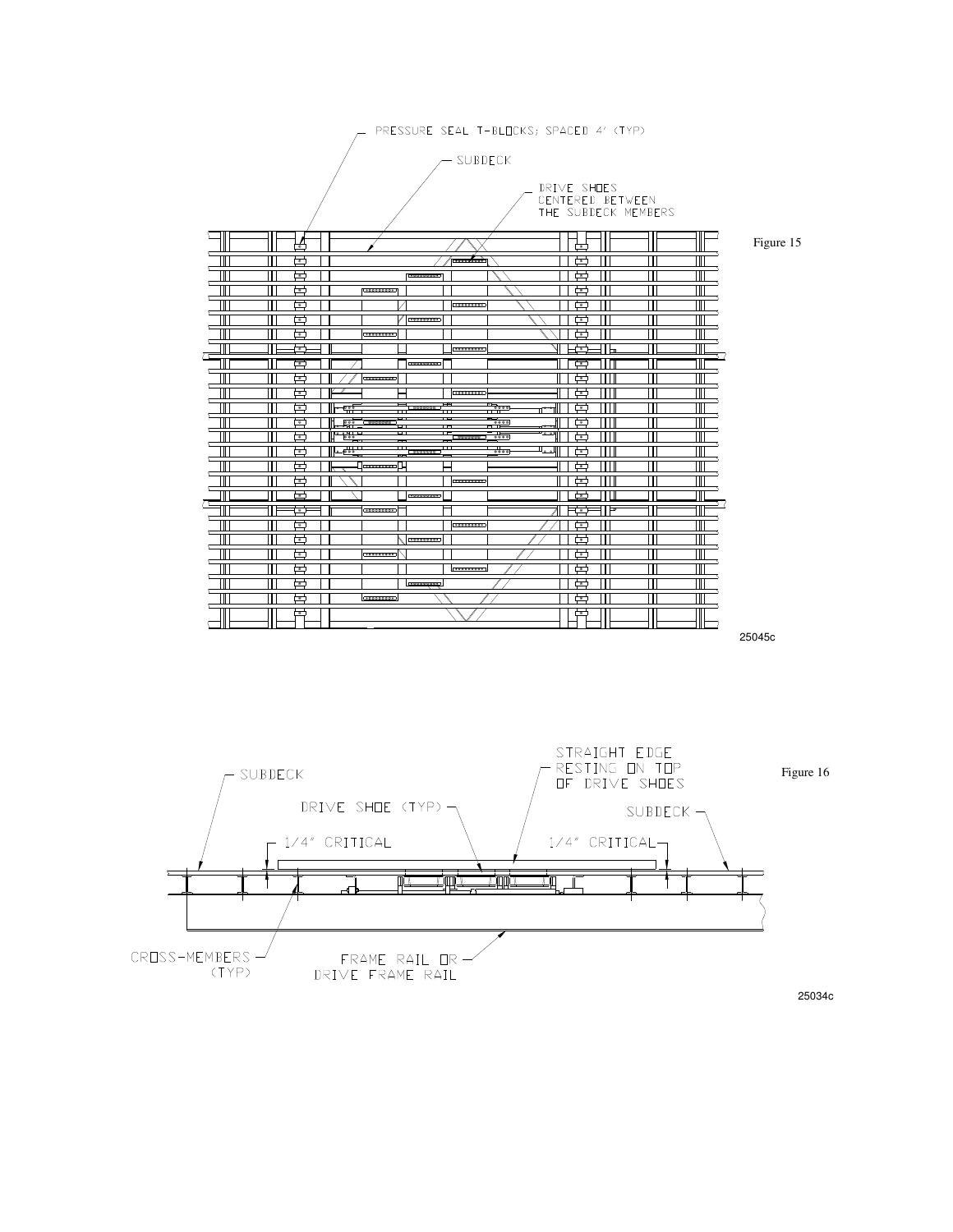PRESSURE SEAL T-BLOCKS; SPACED 4' (TYP)

SUBDECK

DRIVE SHOES CENTERED BETWEEN THE SUBDECK MEMBERS

Figure 15

25045c

STRAIGHT EDGE RESTING ON TOP OF DRIVE SHOES

SUBDECK

DRIVE SHOE (TYP)

SUBDECK

1/4" CRITICAL

1/4" CRITICAL

CROSS-MEMBERS (TYP)

FRAME RAIL OR DRIVE FRAME RAIL

Figure 16

25034c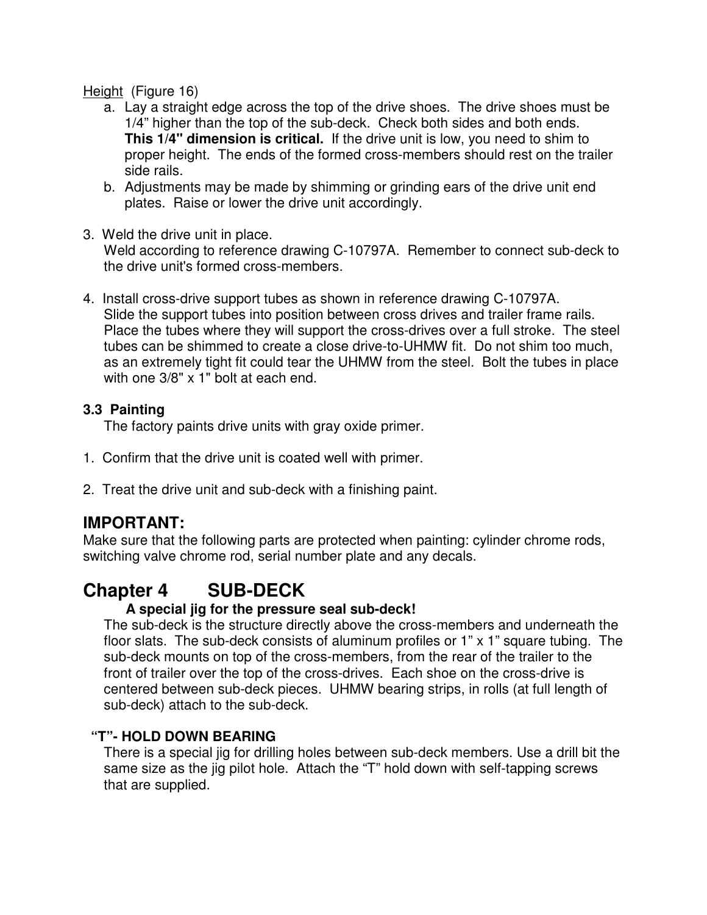<u>Height</u> (Figure 16)

a. Lay a straight edge across the top of the drive shoes. The drive shoes must be 1/4" higher than the top of the sub-deck. Check both sides and both ends. **This 1/4" dimension is critical.** If the drive unit is low, you need to shim to proper height. The ends of the formed cross-members should rest on the trailer side rails.
b. Adjustments may be made by shimming or grinding ears of the drive unit end plates. Raise or lower the drive unit accordingly.

3. Weld the drive unit in place.
   Weld according to reference drawing C-10797A. Remember to connect sub-deck to the drive unit's formed cross-members.

4. Install cross-drive support tubes as shown in reference drawing C-10797A.
   Slide the support tubes into position between cross drives and trailer frame rails. Place the tubes where they will support the cross-drives over a full stroke. The steel tubes can be shimmed to create a close drive-to-UHMW fit. Do not shim too much, as an extremely tight fit could tear the UHMW from the steel. Bolt the tubes in place with one 3/8" x 1" bolt at each end.

### 3.3 Painting

The factory paints drive units with gray oxide primer.

1. Confirm that the drive unit is coated well with primer.

2. Treat the drive unit and sub-deck with a finishing paint.

## IMPORTANT:

Make sure that the following parts are protected when painting: cylinder chrome rods, switching valve chrome rod, serial number plate and any decals.

# Chapter 4 SUB-DECK

**A special jig for the pressure seal sub-deck!**

The sub-deck is the structure directly above the cross-members and underneath the floor slats. The sub-deck consists of aluminum profiles or 1" x 1" square tubing. The sub-deck mounts on top of the cross-members, from the rear of the trailer to the front of trailer over the top of the cross-drives. Each shoe on the cross-drive is centered between sub-deck pieces. UHMW bearing strips, in rolls (at full length of sub-deck) attach to the sub-deck.

**"T"- HOLD DOWN BEARING**

There is a special jig for drilling holes between sub-deck members. Use a drill bit the same size as the jig pilot hole. Attach the "T" hold down with self-tapping screws that are supplied.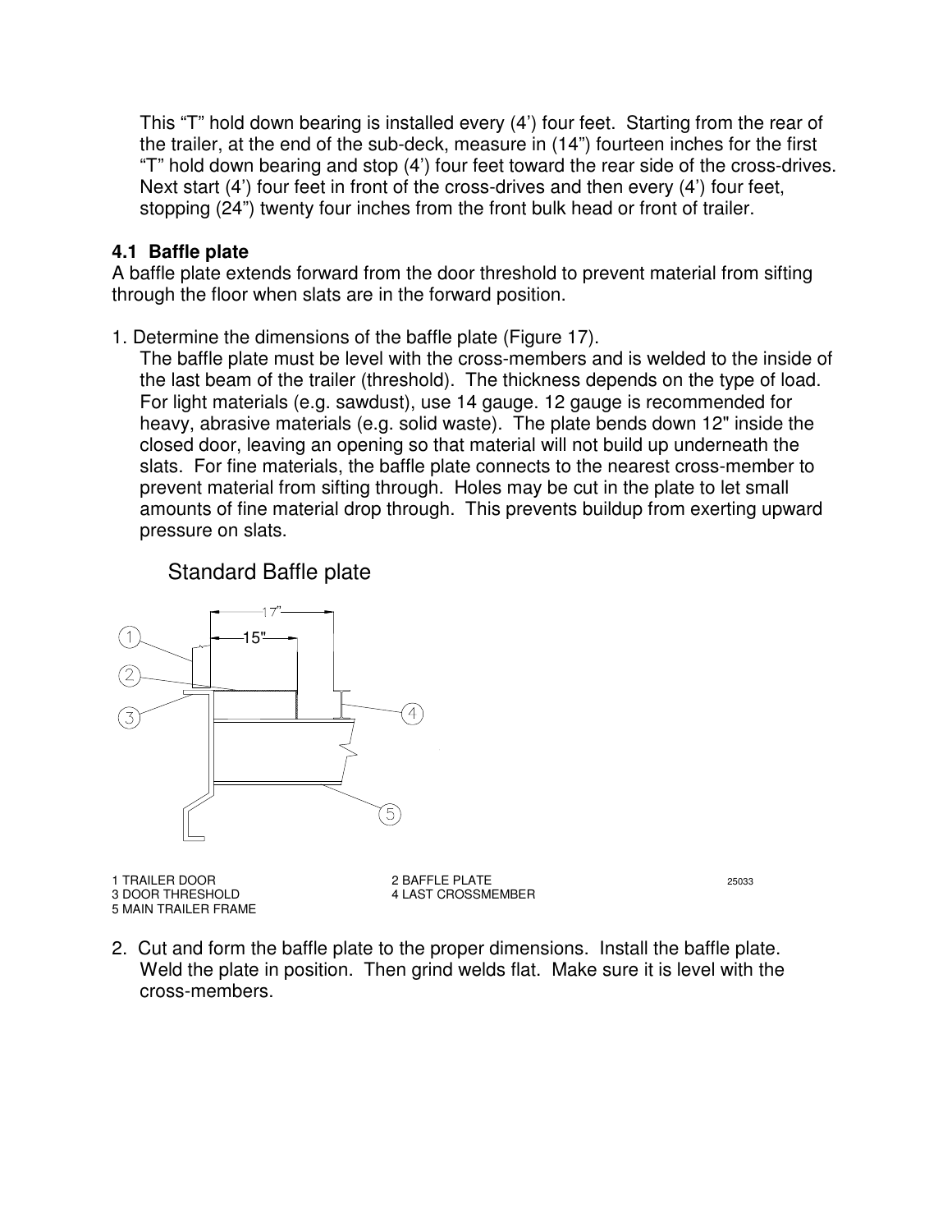This "T" hold down bearing is installed every (4') four feet. Starting from the rear of the trailer, at the end of the sub-deck, measure in (14") fourteen inches for the first "T" hold down bearing and stop (4') four feet toward the rear side of the cross-drives. Next start (4') four feet in front of the cross-drives and then every (4') four feet, stopping (24") twenty four inches from the front bulk head or front of trailer.

### 4.1 Baffle plate

A baffle plate extends forward from the door threshold to prevent material from sifting through the floor when slats are in the forward position.

1. Determine the dimensions of the baffle plate (Figure 17).
   The baffle plate must be level with the cross-members and is welded to the inside of the last beam of the trailer (threshold). The thickness depends on the type of load. For light materials (e.g. sawdust), use 14 gauge. 12 gauge is recommended for heavy, abrasive materials (e.g. solid waste). The plate bends down 12" inside the closed door, leaving an opening so that material will not build up underneath the slats. For fine materials, the baffle plate connects to the nearest cross-member to prevent material from sifting through. Holes may be cut in the plate to let small amounts of fine material drop through. This prevents buildup from exerting upward pressure on slats.

Standard Baffle plate

17"

15"

1 TRAILER DOOR
2 BAFFLE PLATE
3 DOOR THRESHOLD
4 LAST CROSSMEMBER
5 MAIN TRAILER FRAME

25033

2. Cut and form the baffle plate to the proper dimensions. Install the baffle plate. Weld the plate in position. Then grind welds flat. Make sure it is level with the cross-members.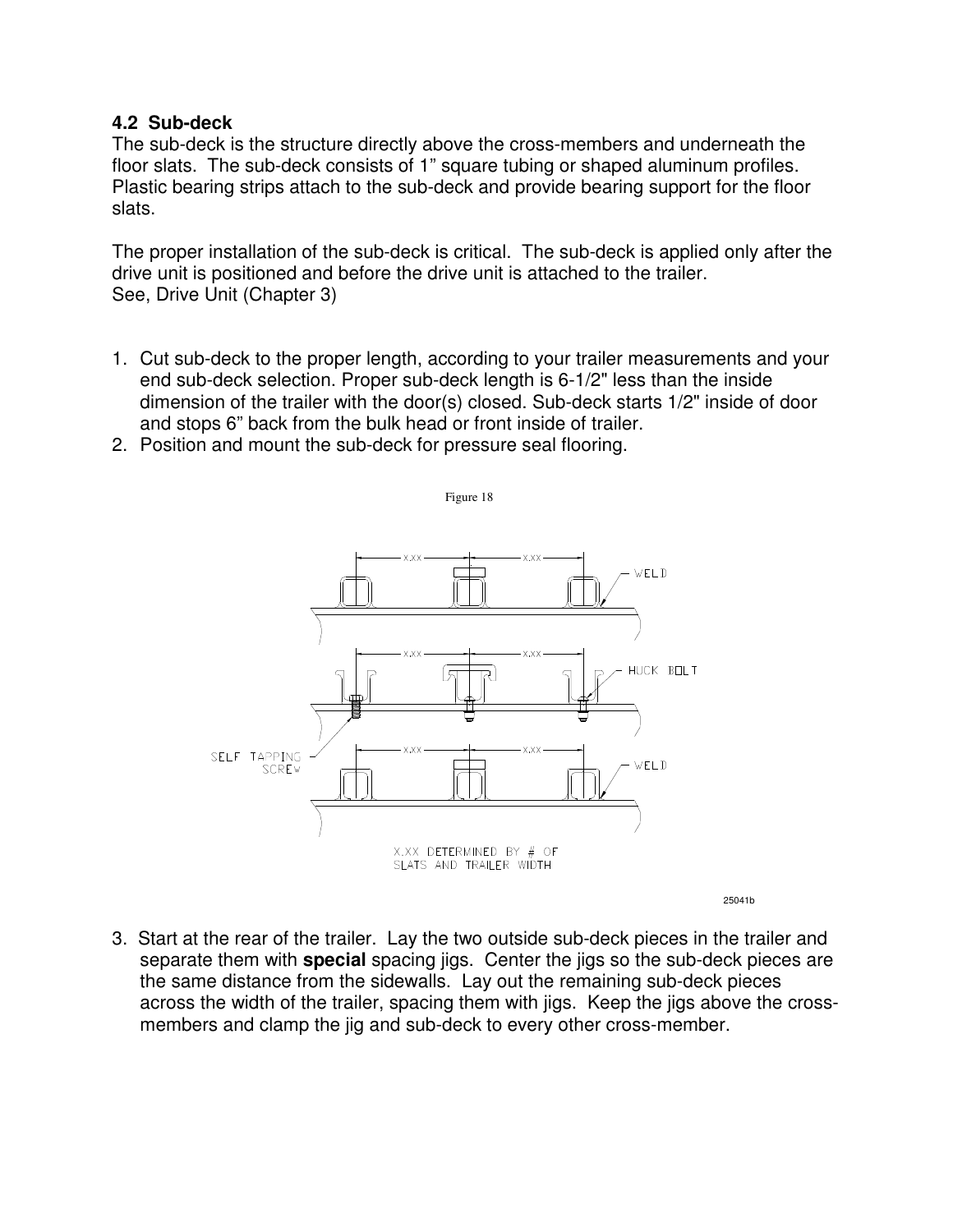## 4.2 Sub-deck

The sub-deck is the structure directly above the cross-members and underneath the floor slats. The sub-deck consists of 1" square tubing or shaped aluminum profiles. Plastic bearing strips attach to the sub-deck and provide bearing support for the floor slats.

The proper installation of the sub-deck is critical. The sub-deck is applied only after the drive unit is positioned and before the drive unit is attached to the trailer. See, Drive Unit (Chapter 3)

1. Cut sub-deck to the proper length, according to your trailer measurements and your end sub-deck selection. Proper sub-deck length is 6-1/2" less than the inside dimension of the trailer with the door(s) closed. Sub-deck starts 1/2" inside of door and stops 6" back from the bulk head or front inside of trailer.
2. Position and mount the sub-deck for pressure seal flooring.

Figure 18

X.XX DETERMINED BY # OF SLATS AND TRAILER WIDTH

25041b

3. Start at the rear of the trailer. Lay the two outside sub-deck pieces in the trailer and separate them with **special** spacing jigs. Center the jigs so the sub-deck pieces are the same distance from the sidewalls. Lay out the remaining sub-deck pieces across the width of the trailer, spacing them with jigs. Keep the jigs above the cross-members and clamp the jig and sub-deck to every other cross-member.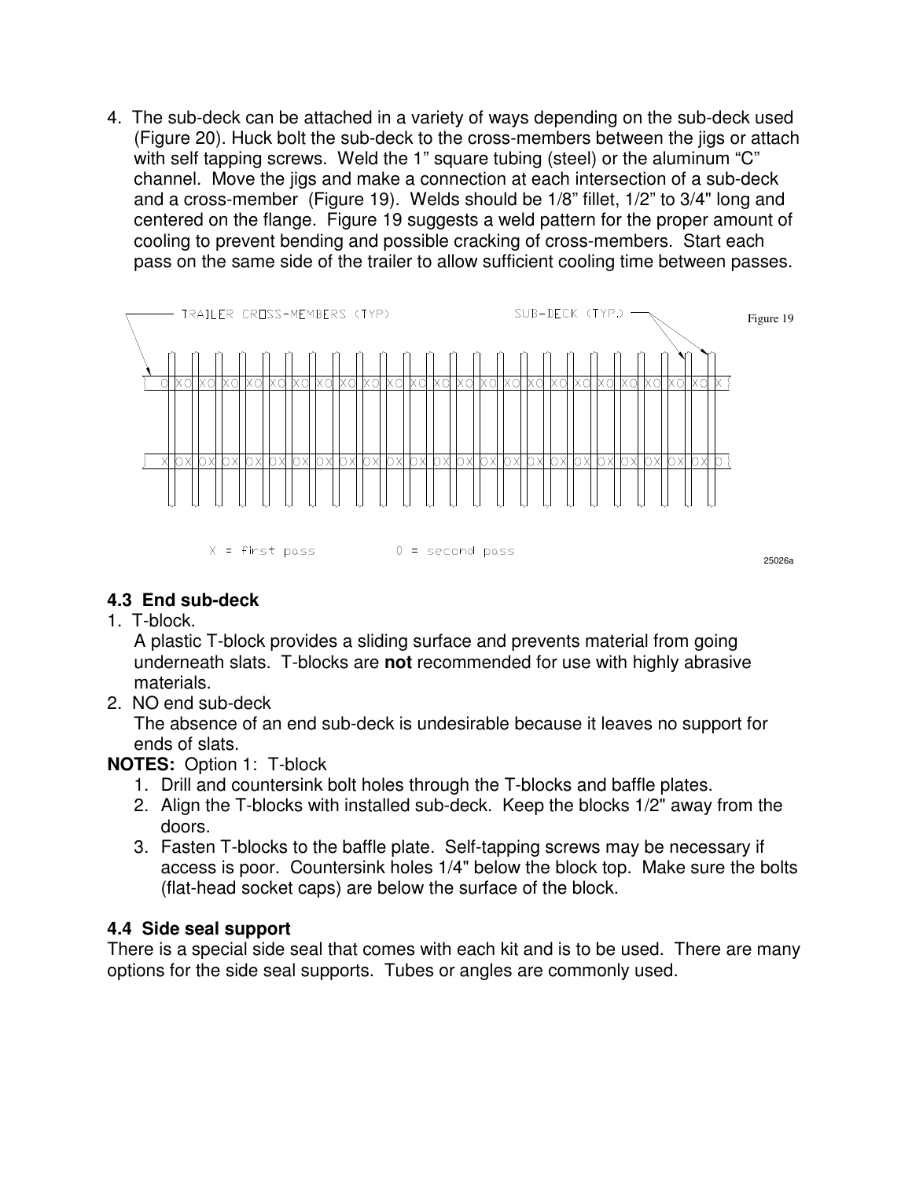4. The sub-deck can be attached in a variety of ways depending on the sub-deck used (Figure 20). Huck bolt the sub-deck to the cross-members between the jigs or attach with self tapping screws. Weld the 1” square tubing (steel) or the aluminum “C” channel. Move the jigs and make a connection at each intersection of a sub-deck and a cross-member (Figure 19). Welds should be 1/8” fillet, 1/2” to 3/4" long and centered on the flange. Figure 19 suggests a weld pattern for the proper amount of cooling to prevent bending and possible cracking of cross-members. Start each pass on the same side of the trailer to allow sufficient cooling time between passes.

TRAILER CROSS-MEMBERS (TYP)

SUB-DECK (TYP.)

X = first pass    O = second pass

Figure 19

25026a

### 4.3 End sub-deck

1. T-block.
   A plastic T-block provides a sliding surface and prevents material from going underneath slats. T-blocks are **not** recommended for use with highly abrasive materials.
2. NO end sub-deck
   The absence of an end sub-deck is undesirable because it leaves no support for ends of slats.

**NOTES:** Option 1: T-block

1. Drill and countersink bolt holes through the T-blocks and baffle plates.
2. Align the T-blocks with installed sub-deck. Keep the blocks 1/2" away from the doors.
3. Fasten T-blocks to the baffle plate. Self-tapping screws may be necessary if access is poor. Countersink holes 1/4" below the block top. Make sure the bolts (flat-head socket caps) are below the surface of the block.

### 4.4 Side seal support

There is a special side seal that comes with each kit and is to be used. There are many options for the side seal supports. Tubes or angles are commonly used.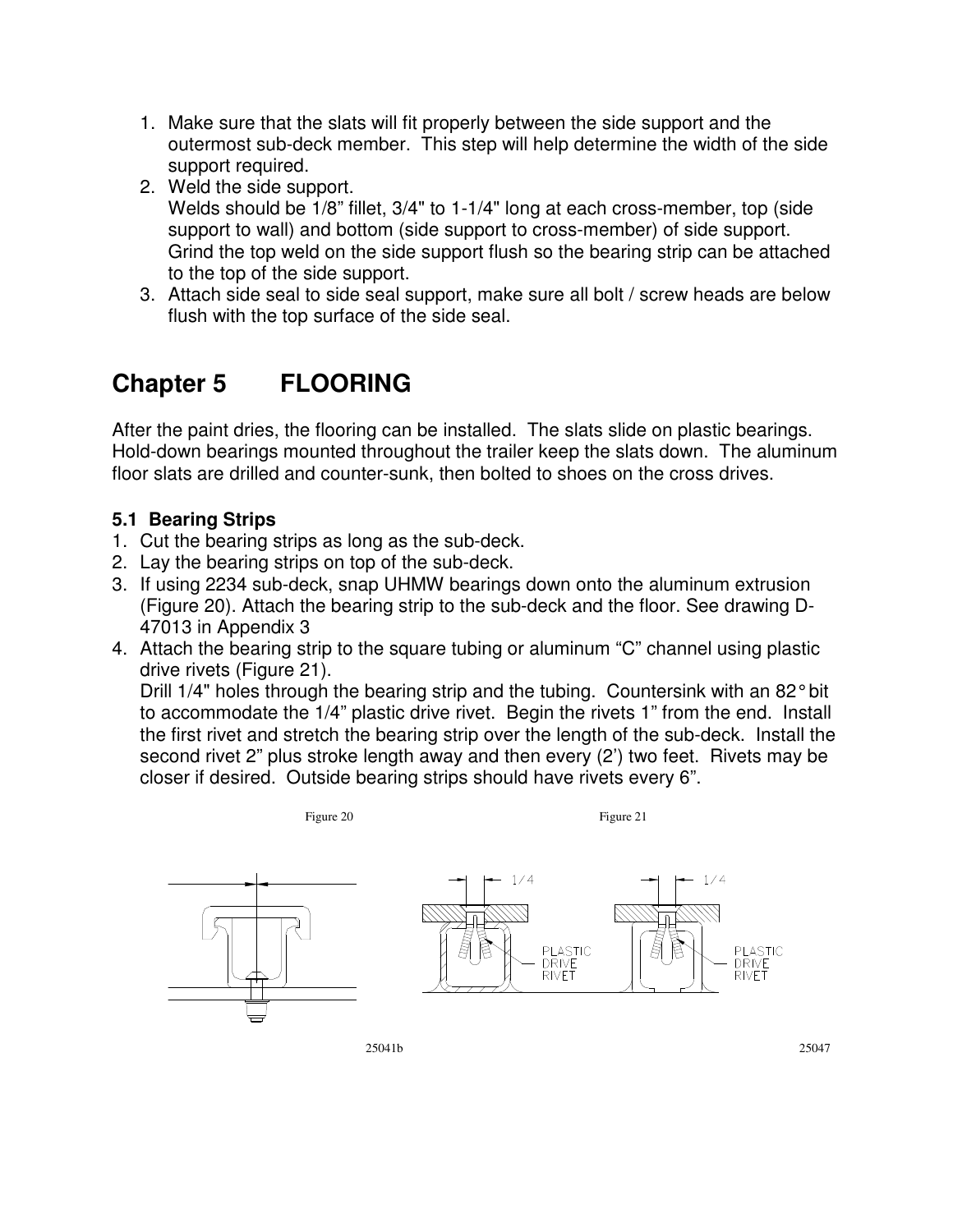1. Make sure that the slats will fit properly between the side support and the outermost sub-deck member. This step will help determine the width of the side support required.
2. Weld the side support.
   Welds should be 1/8" fillet, 3/4" to 1-1/4" long at each cross-member, top (side support to wall) and bottom (side support to cross-member) of side support. Grind the top weld on the side support flush so the bearing strip can be attached to the top of the side support.
3. Attach side seal to side seal support, make sure all bolt / screw heads are below flush with the top surface of the side seal.

# Chapter 5 FLOORING

After the paint dries, the flooring can be installed. The slats slide on plastic bearings. Hold-down bearings mounted throughout the trailer keep the slats down. The aluminum floor slats are drilled and counter-sunk, then bolted to shoes on the cross drives.

### 5.1 Bearing Strips

1. Cut the bearing strips as long as the sub-deck.
2. Lay the bearing strips on top of the sub-deck.
3. If using 2234 sub-deck, snap UHMW bearings down onto the aluminum extrusion (Figure 20). Attach the bearing strip to the sub-deck and the floor. See drawing D-47013 in Appendix 3
4. Attach the bearing strip to the square tubing or aluminum "C" channel using plastic drive rivets (Figure 21).
   Drill 1/4" holes through the bearing strip and the tubing. Countersink with an 82° bit to accommodate the 1/4" plastic drive rivet. Begin the rivets 1" from the end. Install the first rivet and stretch the bearing strip over the length of the sub-deck. Install the second rivet 2" plus stroke length away and then every (2') two feet. Rivets may be closer if desired. Outside bearing strips should have rivets every 6".

Figure 20

25041b

Figure 21

25047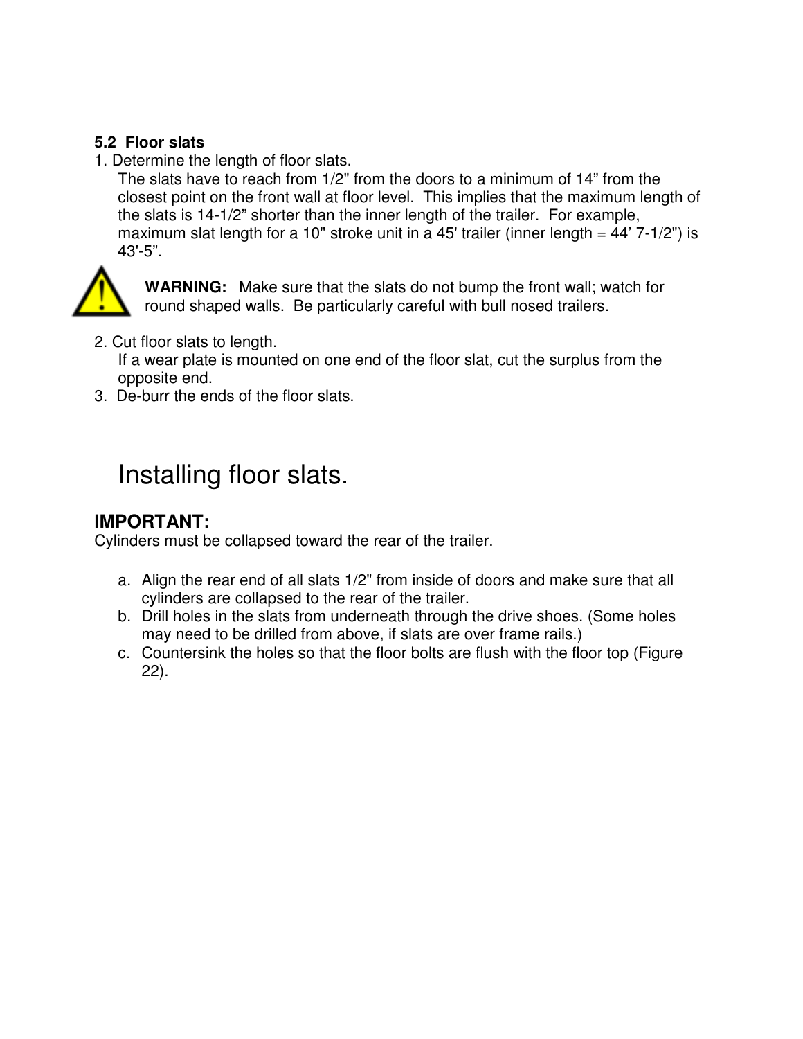### 5.2 Floor slats

1. Determine the length of floor slats.
   The slats have to reach from 1/2" from the doors to a minimum of 14" from the closest point on the front wall at floor level. This implies that the maximum length of the slats is 14-1/2" shorter than the inner length of the trailer. For example, maximum slat length for a 10" stroke unit in a 45' trailer (inner length = 44' 7-1/2") is 43'-5".

**WARNING:** Make sure that the slats do not bump the front wall; watch for round shaped walls. Be particularly careful with bull nosed trailers.

2. Cut floor slats to length.
   If a wear plate is mounted on one end of the floor slat, cut the surplus from the opposite end.
3. De-burr the ends of the floor slats.

## Installing floor slats.

### IMPORTANT:

Cylinders must be collapsed toward the rear of the trailer.

a. Align the rear end of all slats 1/2" from inside of doors and make sure that all cylinders are collapsed to the rear of the trailer.
b. Drill holes in the slats from underneath through the drive shoes. (Some holes may need to be drilled from above, if slats are over frame rails.)
c. Countersink the holes so that the floor bolts are flush with the floor top (Figure 22).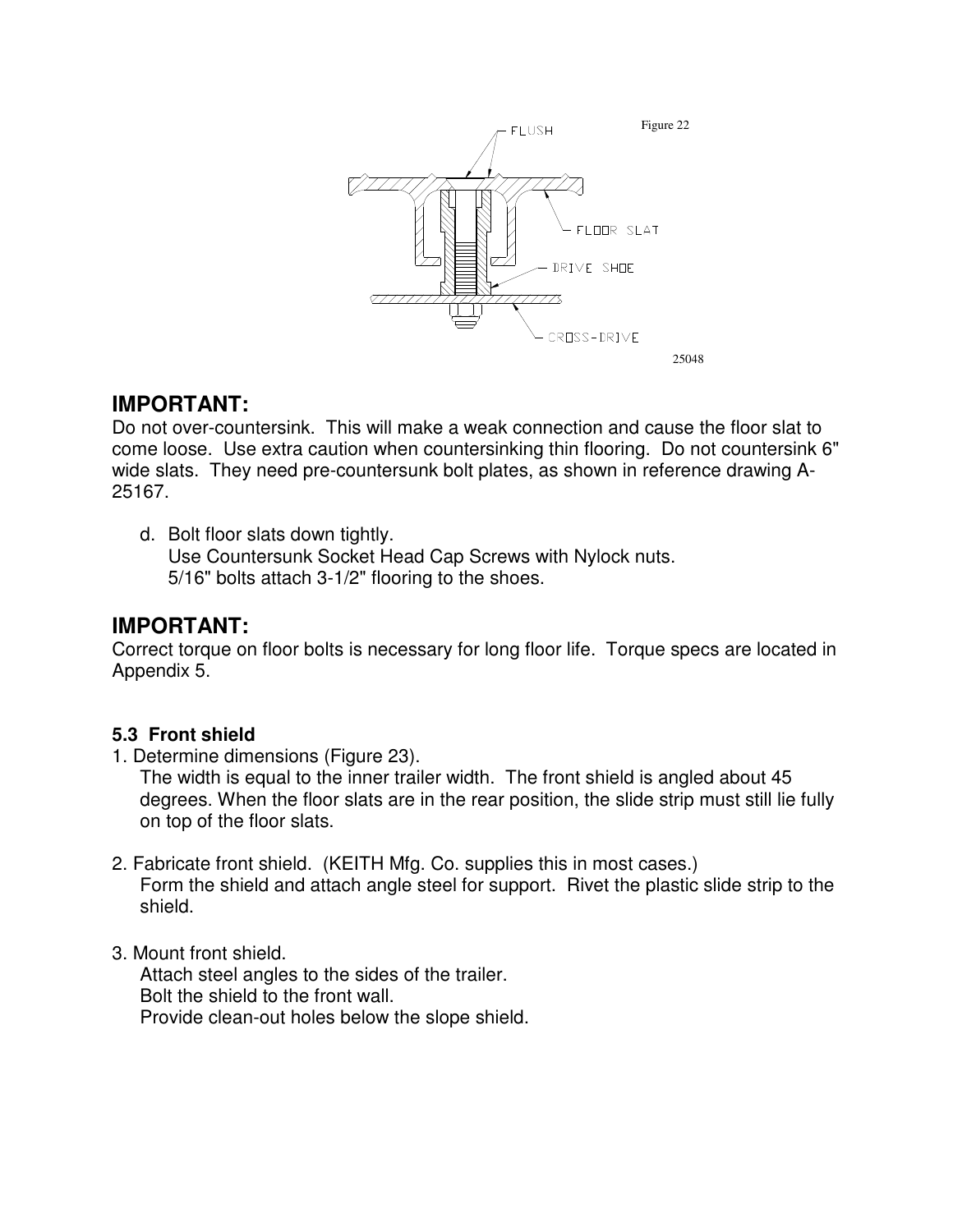Figure 22

FLUSH

FLOOR SLAT

DRIVE SHOE

CROSS-DRIVE

25048

## IMPORTANT:

Do not over-countersink. This will make a weak connection and cause the floor slat to come loose. Use extra caution when countersinking thin flooring. Do not countersink 6" wide slats. They need pre-countersunk bolt plates, as shown in reference drawing A-25167.

d. Bolt floor slats down tightly.
   Use Countersunk Socket Head Cap Screws with Nylock nuts.
   5/16" bolts attach 3-1/2" flooring to the shoes.

## IMPORTANT:

Correct torque on floor bolts is necessary for long floor life. Torque specs are located in Appendix 5.

### 5.3 Front shield

1. Determine dimensions (Figure 23).
   The width is equal to the inner trailer width. The front shield is angled about 45 degrees. When the floor slats are in the rear position, the slide strip must still lie fully on top of the floor slats.

2. Fabricate front shield. (KEITH Mfg. Co. supplies this in most cases.)
   Form the shield and attach angle steel for support. Rivet the plastic slide strip to the shield.

3. Mount front shield.
   Attach steel angles to the sides of the trailer.
   Bolt the shield to the front wall.
   Provide clean-out holes below the slope shield.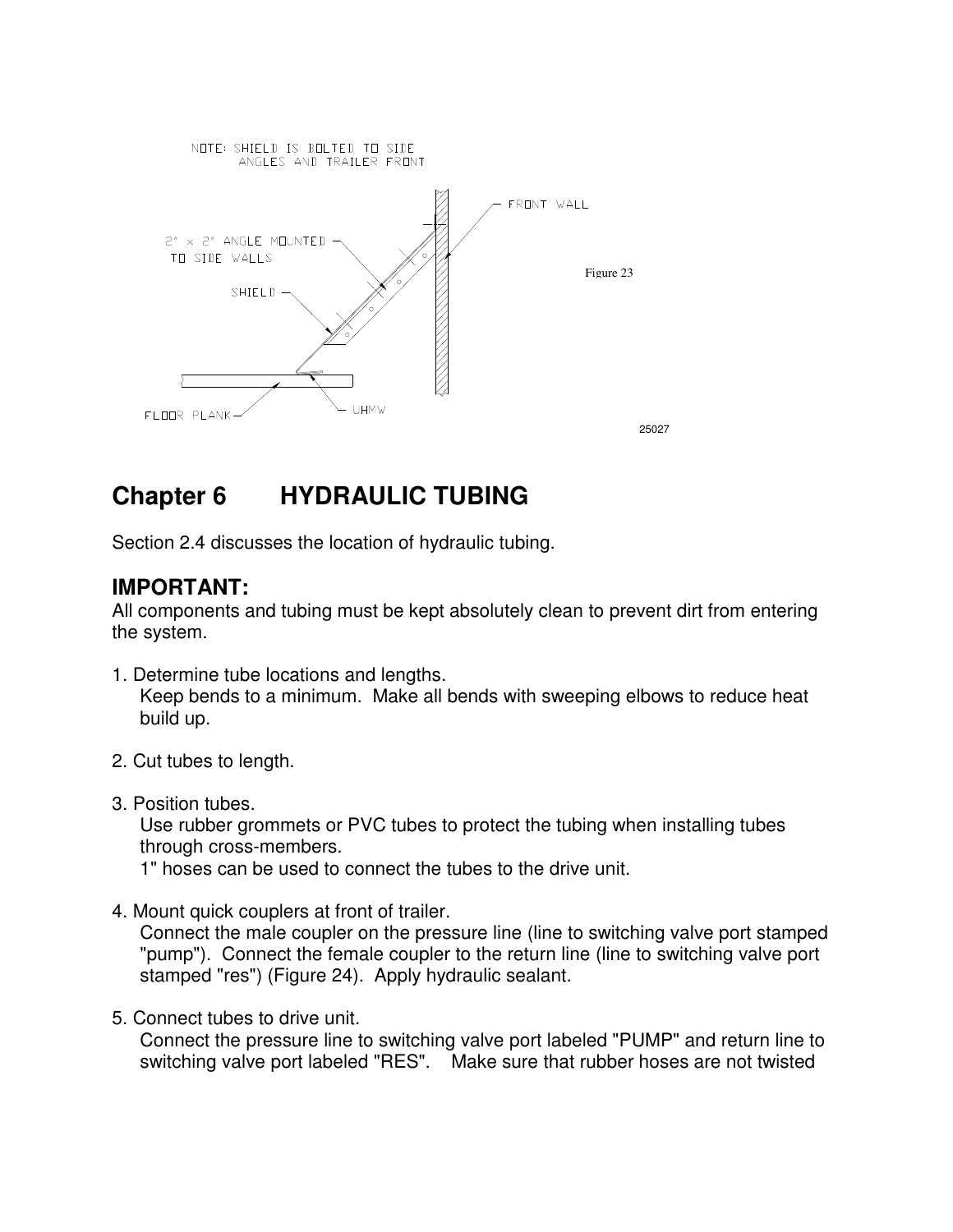NOTE: SHIELD IS BOLTED TO SIDE ANGLES AND TRAILER FRONT

2" x 2" ANGLE MOUNTED TO SIDE WALLS

SHIELD

FRONT WALL

FLOOR PLANK

UHMW

Figure 23

25027

# Chapter 6 HYDRAULIC TUBING

Section 2.4 discusses the location of hydraulic tubing.

## IMPORTANT:

All components and tubing must be kept absolutely clean to prevent dirt from entering the system.

1. Determine tube locations and lengths.
   Keep bends to a minimum. Make all bends with sweeping elbows to reduce heat build up.

2. Cut tubes to length.

3. Position tubes.
   Use rubber grommets or PVC tubes to protect the tubing when installing tubes through cross-members.
   1" hoses can be used to connect the tubes to the drive unit.

4. Mount quick couplers at front of trailer.
   Connect the male coupler on the pressure line (line to switching valve port stamped "pump"). Connect the female coupler to the return line (line to switching valve port stamped "res") (Figure 24). Apply hydraulic sealant.

5. Connect tubes to drive unit.
   Connect the pressure line to switching valve port labeled "PUMP" and return line to switching valve port labeled "RES". Make sure that rubber hoses are not twisted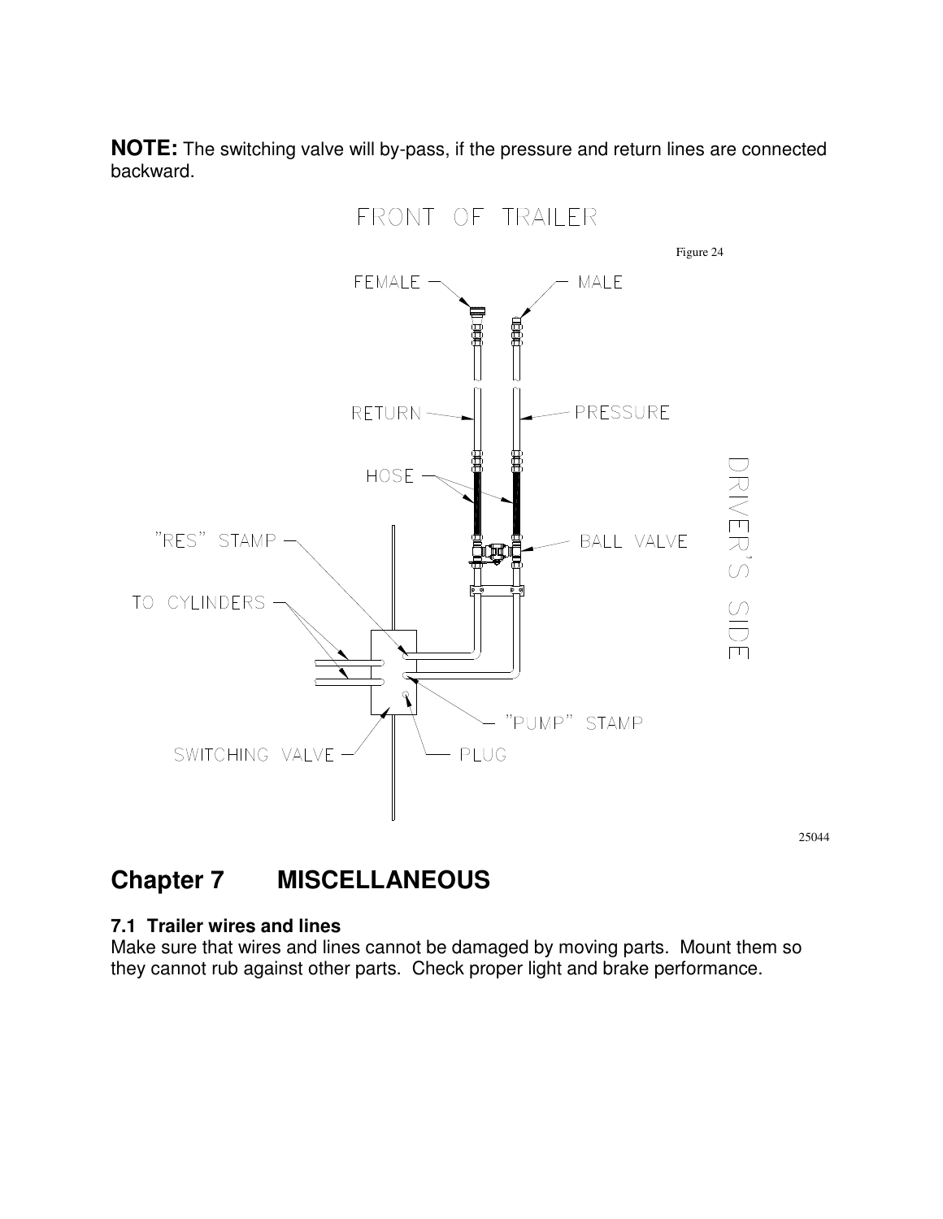**NOTE:** The switching valve will by-pass, if the pressure and return lines are connected backward.

Figure 24

# Chapter 7 MISCELLANEOUS

### 7.1 Trailer wires and lines

Make sure that wires and lines cannot be damaged by moving parts. Mount them so they cannot rub against other parts. Check proper light and brake performance.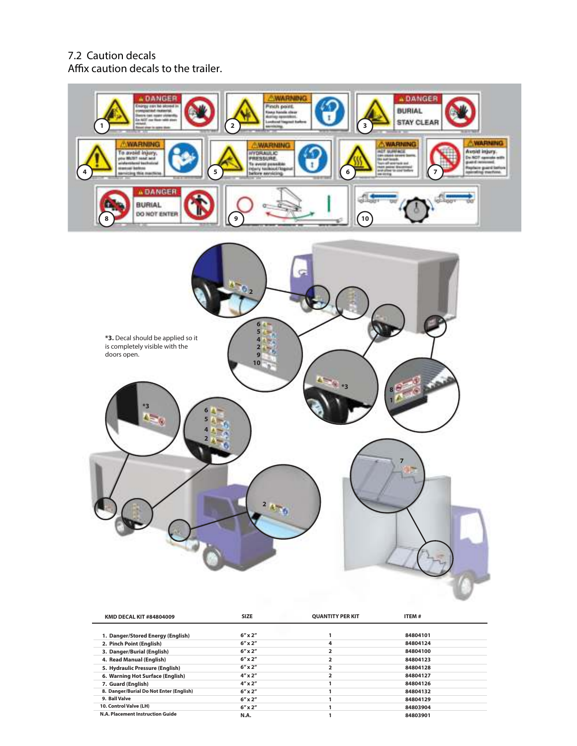## 7.2 Caution decals

Affix caution decals to the trailer.

**\*3.** Decal should be applied so it is completely visible with the doors open.

| KMD DECAL KIT #84804009 | SIZE | QUANTITY PER KIT | ITEM # |
|---|---|---|---|
| 1. Danger/Stored Energy (English) | 6″ x 2″ | 1 | 84804101 |
| 2. Pinch Point (English) | 6″ x 2″ | 4 | 84804124 |
| 3. Danger/Burial (English) | 6″ x 2″ | 2 | 84804100 |
| 4. Read Manual (English) | 6″ x 2″ | 2 | 84804123 |
| 5. Hydraulic Pressure (English) | 6″ x 2″ | 2 | 84804128 |
| 6. Warning Hot Surface (English) | 4″ x 2″ | 2 | 84804127 |
| 7. Guard (English) | 4″ x 2″ | 1 | 84804126 |
| 8. Danger/Burial Do Not Enter (English) | 6″ x 2″ | 1 | 84804132 |
| 9. Ball Valve | 6″ x 2″ | 1 | 84804129 |
| 10. Control Valve (LH) | 6″ x 2″ | 1 | 84803904 |
| N.A. Placement Instruction Guide | N.A. | 1 | 84803901 |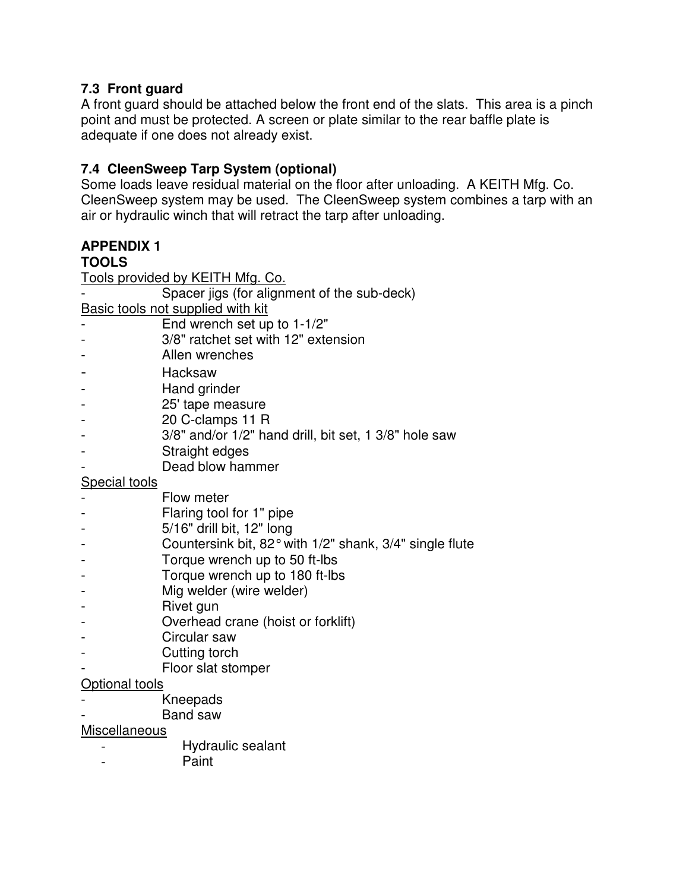### 7.3 Front guard

A front guard should be attached below the front end of the slats. This area is a pinch point and must be protected. A screen or plate similar to the rear baffle plate is adequate if one does not already exist.

### 7.4 CleenSweep Tarp System (optional)

Some loads leave residual material on the floor after unloading. A KEITH Mfg. Co. CleenSweep system may be used. The CleenSweep system combines a tarp with an air or hydraulic winch that will retract the tarp after unloading.

## APPENDIX 1
## TOOLS

Tools provided by KEITH Mfg. Co.

- Spacer jigs (for alignment of the sub-deck)

Basic tools not supplied with kit

- End wrench set up to 1-1/2"
- 3/8" ratchet set with 12" extension
- Allen wrenches
- Hacksaw
- Hand grinder
- 25' tape measure
- 20 C-clamps 11 R
- 3/8" and/or 1/2" hand drill, bit set, 1 3/8" hole saw
- Straight edges
- Dead blow hammer

Special tools

- Flow meter
- Flaring tool for 1" pipe
- 5/16" drill bit, 12" long
- Countersink bit, 82° with 1/2" shank, 3/4" single flute
- Torque wrench up to 50 ft-lbs
- Torque wrench up to 180 ft-lbs
- Mig welder (wire welder)
- Rivet gun
- Overhead crane (hoist or forklift)
- Circular saw
- Cutting torch
- Floor slat stomper

Optional tools

- Kneepads
- Band saw

Miscellaneous

- Hydraulic sealant
- Paint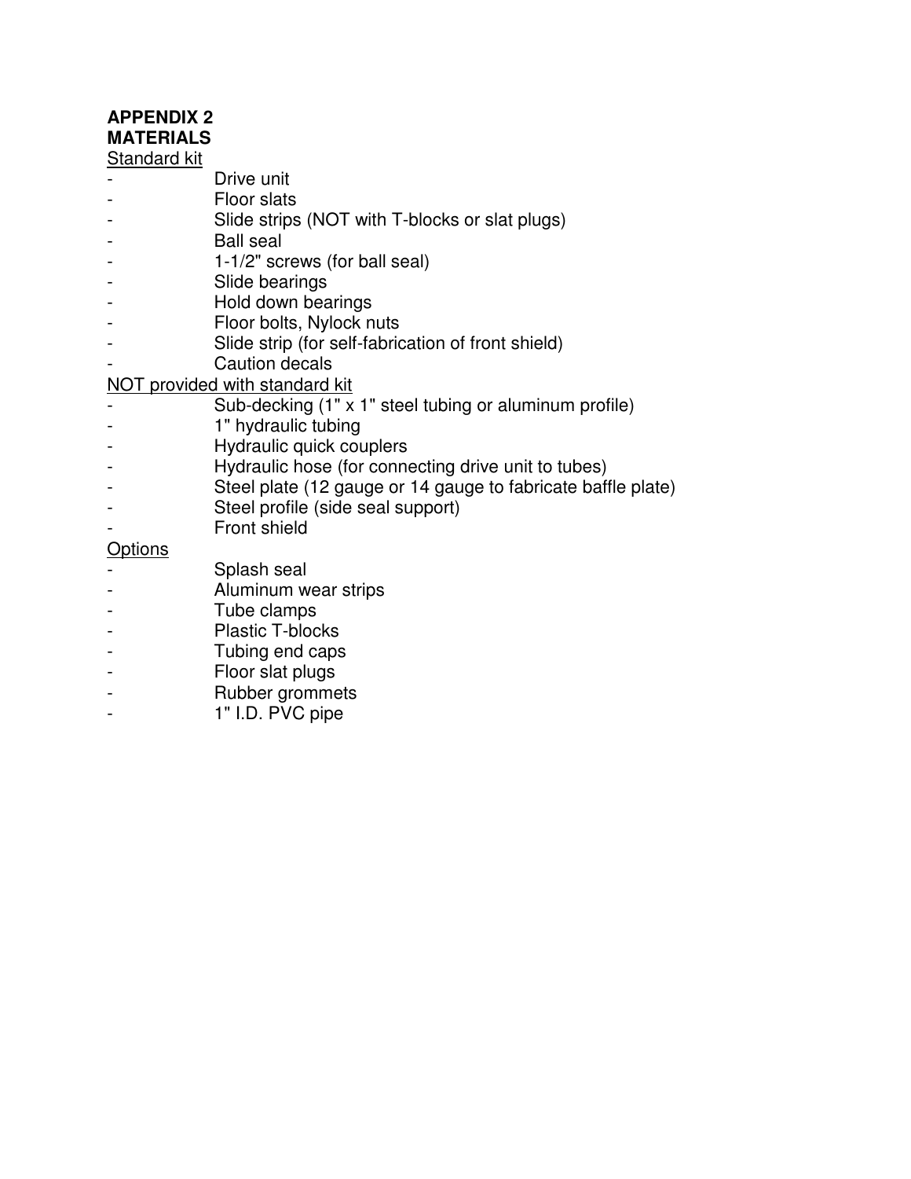**APPENDIX 2**
**MATERIALS**

Standard kit

- Drive unit
- Floor slats
- Slide strips (NOT with T-blocks or slat plugs)
- Ball seal
- 1-1/2" screws (for ball seal)
- Slide bearings
- Hold down bearings
- Floor bolts, Nylock nuts
- Slide strip (for self-fabrication of front shield)
- Caution decals

NOT provided with standard kit

- Sub-decking (1" x 1" steel tubing or aluminum profile)
- 1" hydraulic tubing
- Hydraulic quick couplers
- Hydraulic hose (for connecting drive unit to tubes)
- Steel plate (12 gauge or 14 gauge to fabricate baffle plate)
- Steel profile (side seal support)
- Front shield

Options

- Splash seal
- Aluminum wear strips
- Tube clamps
- Plastic T-blocks
- Tubing end caps
- Floor slat plugs
- Rubber grommets
- 1" I.D. PVC pipe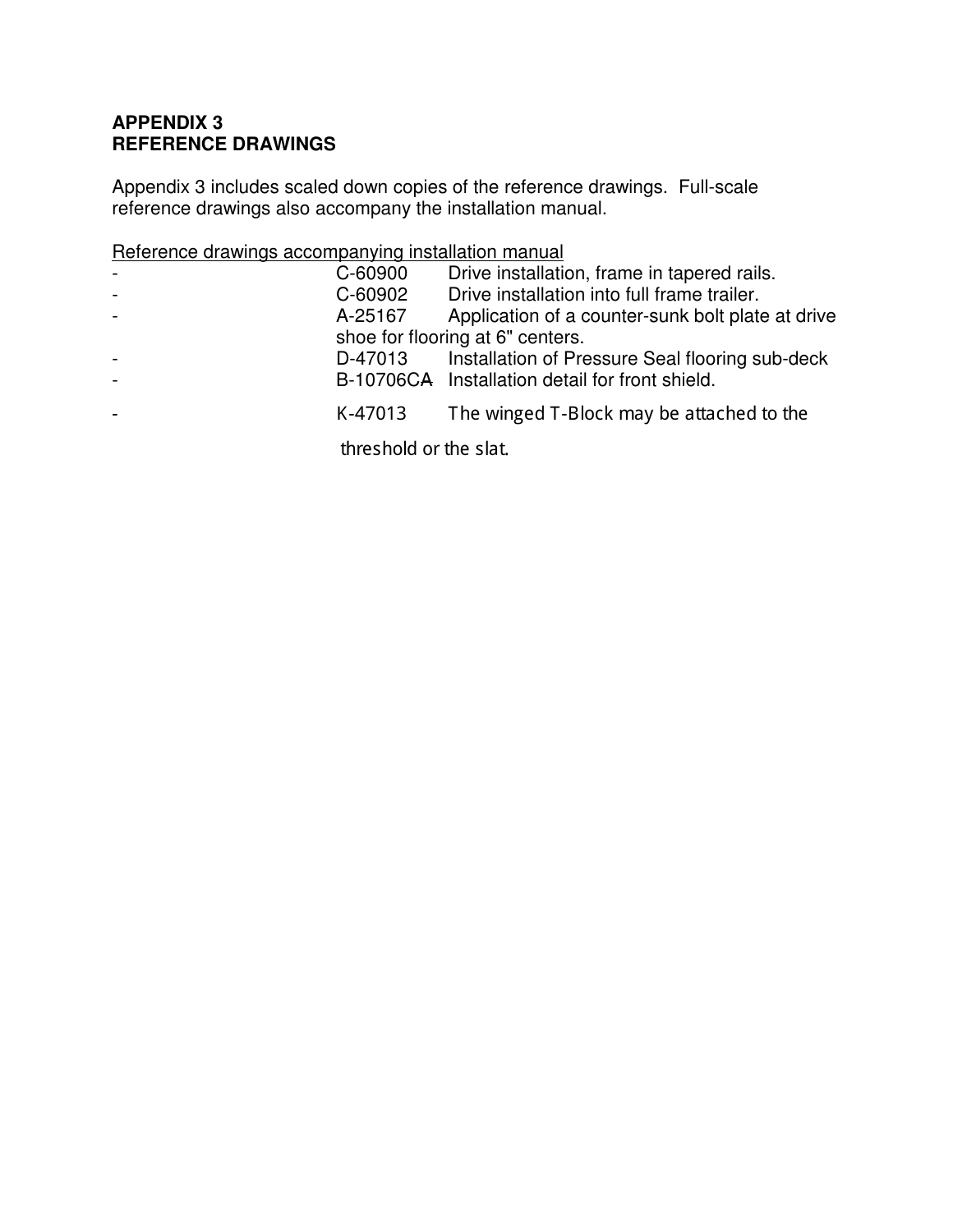**APPENDIX 3**
**REFERENCE DRAWINGS**

Appendix 3 includes scaled down copies of the reference drawings. Full-scale reference drawings also accompany the installation manual.

Reference drawings accompanying installation manual

- C-60900 Drive installation, frame in tapered rails.
- C-60902 Drive installation into full frame trailer.
- A-25167 Application of a counter-sunk bolt plate at drive shoe for flooring at 6" centers.
- D-47013 Installation of Pressure Seal flooring sub-deck
- B-10706CA Installation detail for front shield.
- K-47013 The winged T-Block may be attached to the threshold or the slat.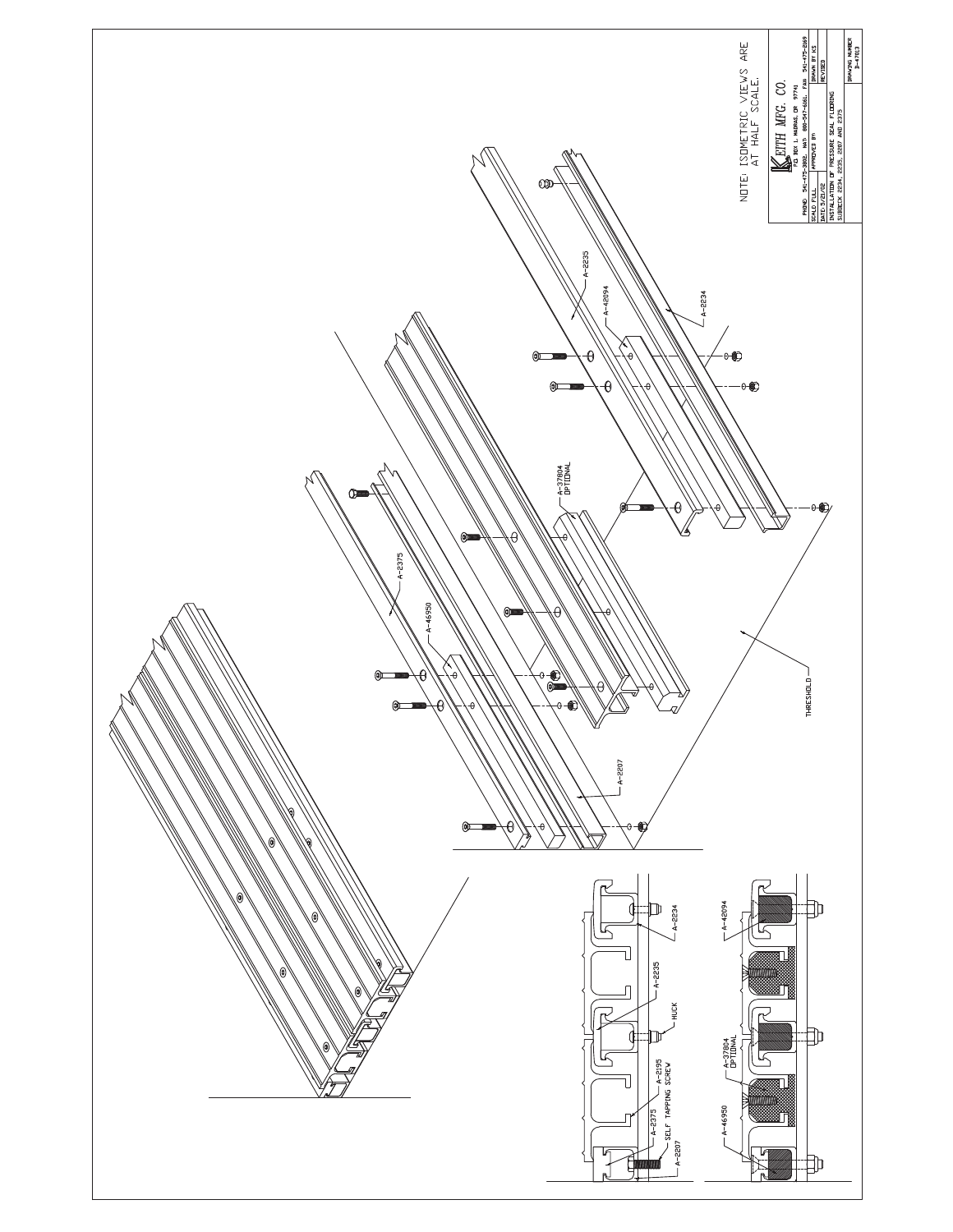NOTE: ISOMETRIC VIEWS ARE AT HALF SCALE.

A-2375

A-46950

A-2207

A-37804 OPTIONAL

A-2235

A-42094

A-2234

THRESHOLD

A-2207

SELF TAPPING SCREW

A-2375

A-2195

HUCK

A-2235

A-2234

A-46950

A-37804 OPTIONAL

A-42094

KEITH MFG. CO.

P.O. BOX 1, MADRAS, OR 97741

| PHONE: 541-475-3802, WATS 800-547-6161, FAX 541-475-2169 | |
|---|---|
| SCALE: FULL | DRAWN BY KS |
| APPROVED BY: | |
| DATE: 5/21/02 | REVISED |
| INSTALLATION OF PRESSURE SEAL FLOORING | |
| SUBDECK 2234, 2235, 2207 AND 2375 | |
| | DRAWING NUMBER D-47013 |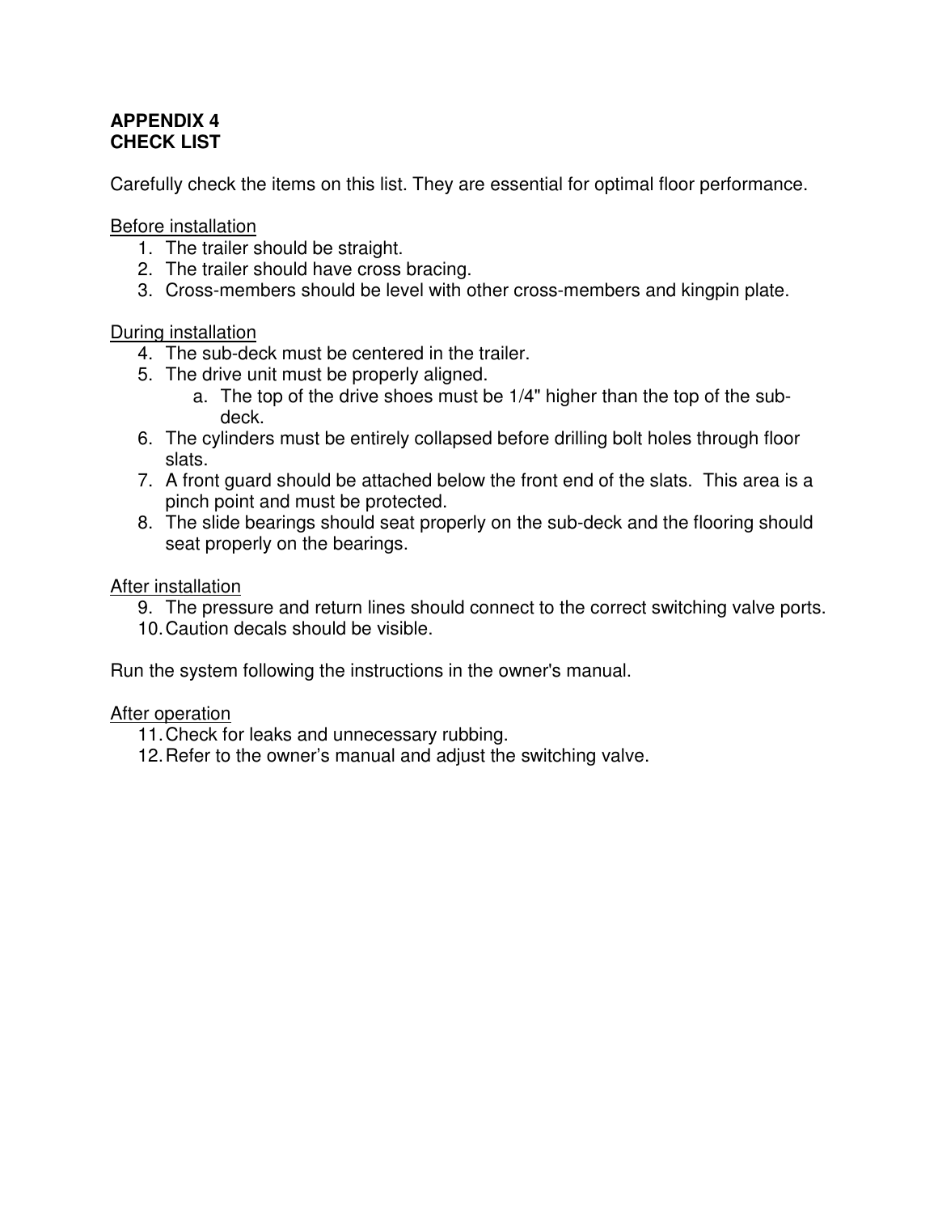## APPENDIX 4
## CHECK LIST

Carefully check the items on this list. They are essential for optimal floor performance.

<u>Before installation</u>

1. The trailer should be straight.
2. The trailer should have cross bracing.
3. Cross-members should be level with other cross-members and kingpin plate.

<u>During installation</u>

4. The sub-deck must be centered in the trailer.
5. The drive unit must be properly aligned.
   a. The top of the drive shoes must be 1/4" higher than the top of the sub-deck.
6. The cylinders must be entirely collapsed before drilling bolt holes through floor slats.
7. A front guard should be attached below the front end of the slats. This area is a pinch point and must be protected.
8. The slide bearings should seat properly on the sub-deck and the flooring should seat properly on the bearings.

<u>After installation</u>

9. The pressure and return lines should connect to the correct switching valve ports.
10. Caution decals should be visible.

Run the system following the instructions in the owner's manual.

<u>After operation</u>

11. Check for leaks and unnecessary rubbing.
12. Refer to the owner's manual and adjust the switching valve.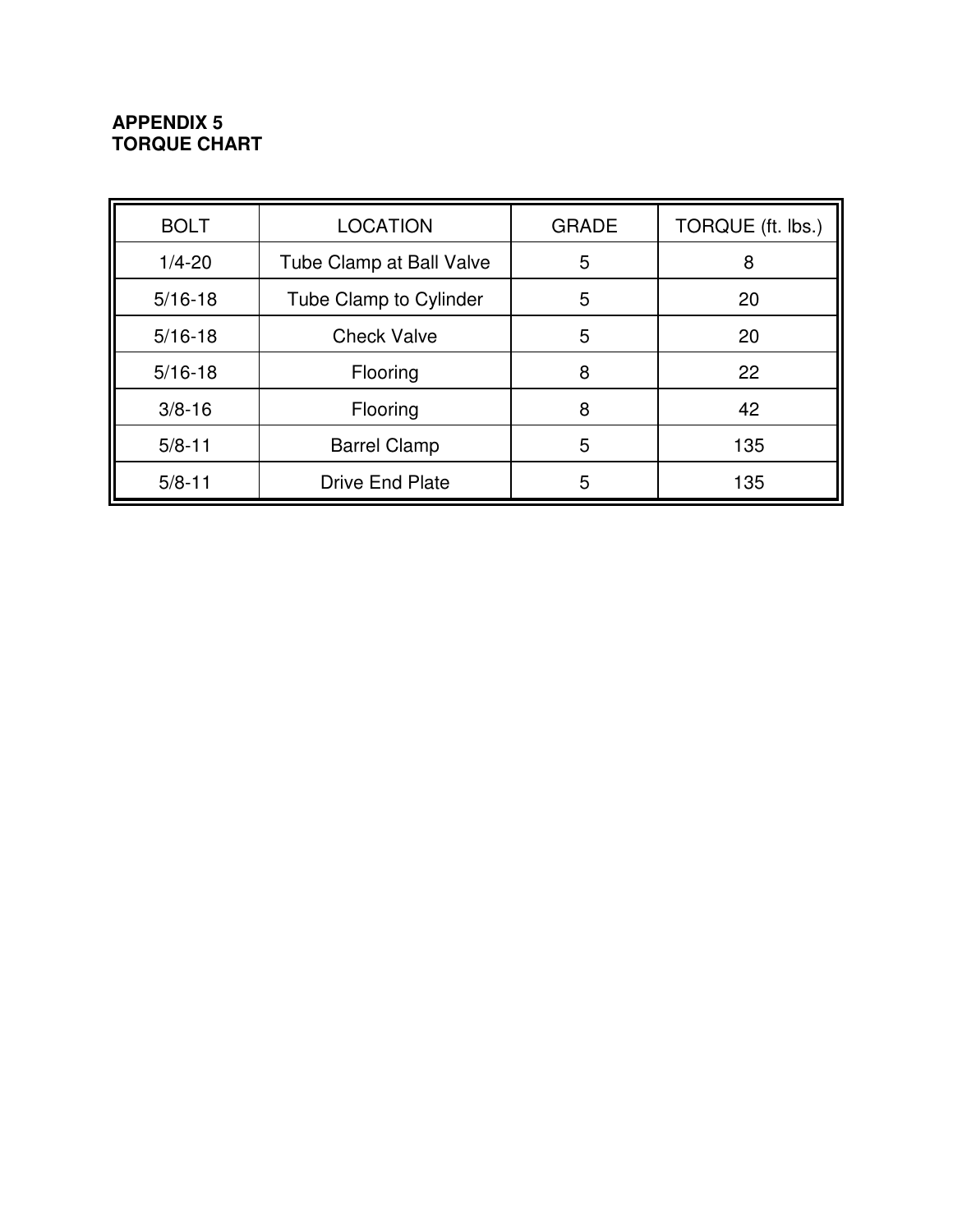**APPENDIX 5**
**TORQUE CHART**

| BOLT | LOCATION | GRADE | TORQUE (ft. lbs.) |
| --- | --- | --- | --- |
| 1/4-20 | Tube Clamp at Ball Valve | 5 | 8 |
| 5/16-18 | Tube Clamp to Cylinder | 5 | 20 |
| 5/16-18 | Check Valve | 5 | 20 |
| 5/16-18 | Flooring | 8 | 22 |
| 3/8-16 | Flooring | 8 | 42 |
| 5/8-11 | Barrel Clamp | 5 | 135 |
| 5/8-11 | Drive End Plate | 5 | 135 |